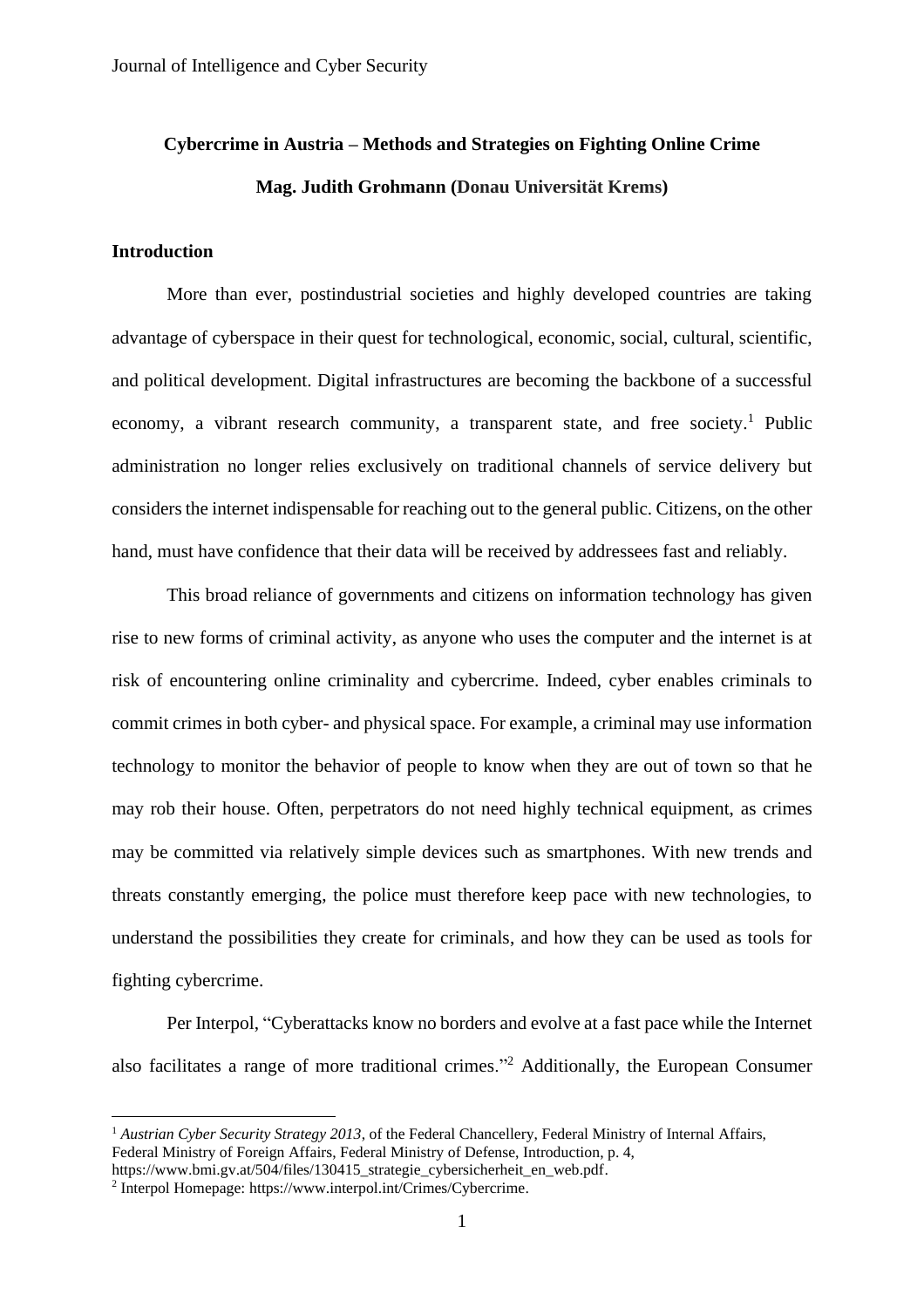# Cybercrime in Austria – Methods and Strategies on Fighting Online Crime

**Mag. Judith Grohmann (Donau Universität Krems)**

## Introduction

More than ever, postindustrial societies and highly developed countries are taking advantage of cyberspace in their quest for technological, economic, social, cultural, scientific, and political development. Digital infrastructures are becoming the backbone of a successful economy, a vibrant research community, a transparent state, and free society.[1] Public administration no longer relies exclusively on traditional channels of service delivery but considers the internet indispensable for reaching out to the general public. Citizens, on the other hand, must have confidence that their data will be received by addressees fast and reliably.

This broad reliance of governments and citizens on information technology has given rise to new forms of criminal activity, as anyone who uses the computer and the internet is at risk of encountering online criminality and cybercrime. Indeed, cyber enables criminals to commit crimes in both cyber- and physical space. For example, a criminal may use information technology to monitor the behavior of people to know when they are out of town so that he may rob their house. Often, perpetrators do not need highly technical equipment, as crimes may be committed via relatively simple devices such as smartphones. With new trends and threats constantly emerging, the police must therefore keep pace with new technologies, to understand the possibilities they create for criminals, and how they can be used as tools for fighting cybercrime.

Per Interpol, "Cyberattacks know no borders and evolve at a fast pace while the Internet also facilitates a range of more traditional crimes."[2] Additionally, the European Consumer

---

[1] *Austrian Cyber Security Strategy 2013*, of the Federal Chancellery, Federal Ministry of Internal Affairs, Federal Ministry of Foreign Affairs, Federal Ministry of Defense, Introduction, p. 4, https://www.bmi.gv.at/504/files/130415_strategie_cybersicherheit_en_web.pdf.

[2] Interpol Homepage: https://www.interpol.int/Crimes/Cybercrime.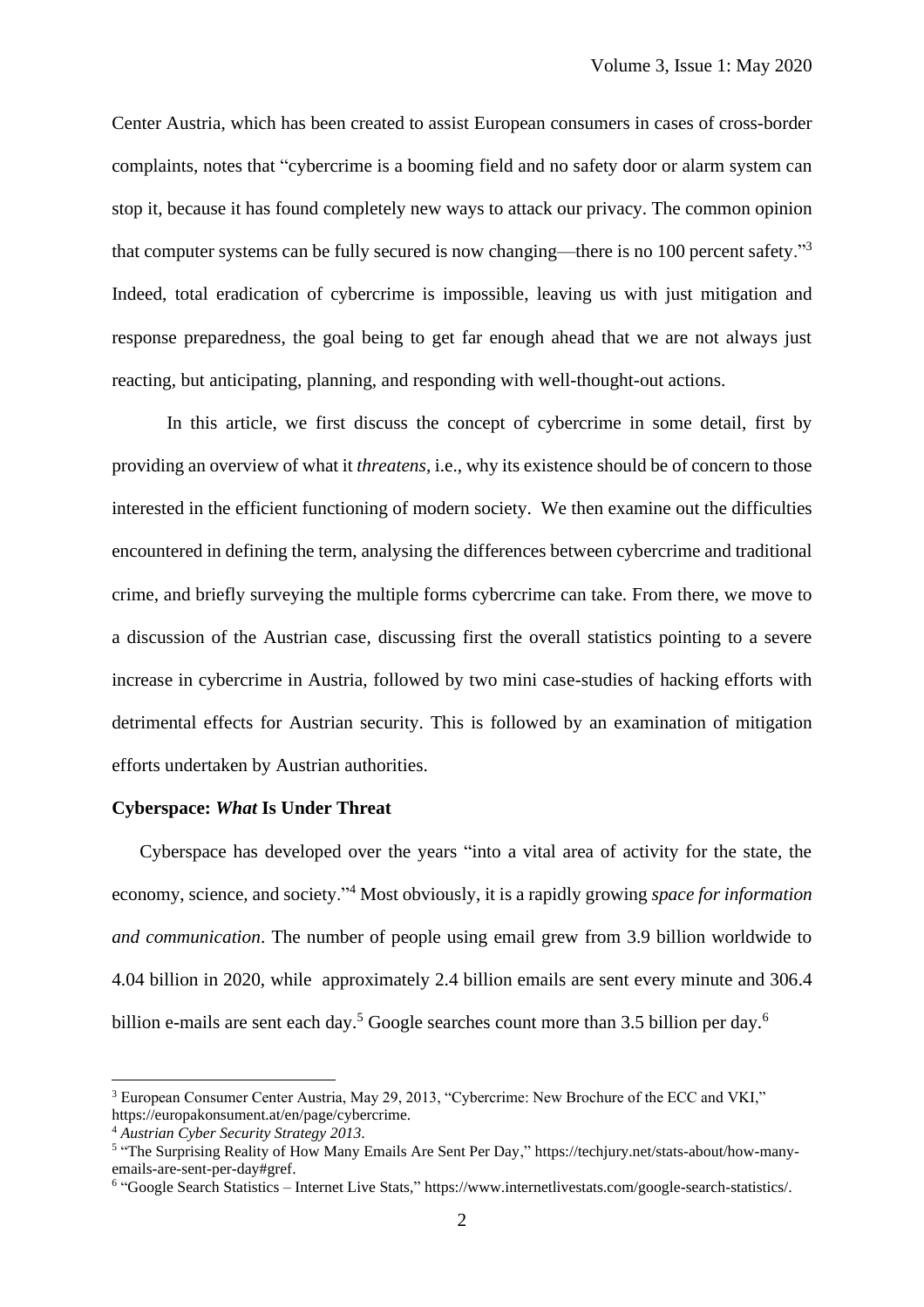Center Austria, which has been created to assist European consumers in cases of cross-border complaints, notes that "cybercrime is a booming field and no safety door or alarm system can stop it, because it has found completely new ways to attack our privacy. The common opinion that computer systems can be fully secured is now changing—there is no 100 percent safety."[3] Indeed, total eradication of cybercrime is impossible, leaving us with just mitigation and response preparedness, the goal being to get far enough ahead that we are not always just reacting, but anticipating, planning, and responding with well-thought-out actions.

In this article, we first discuss the concept of cybercrime in some detail, first by providing an overview of what it *threatens*, i.e., why its existence should be of concern to those interested in the efficient functioning of modern society. We then examine out the difficulties encountered in defining the term, analysing the differences between cybercrime and traditional crime, and briefly surveying the multiple forms cybercrime can take. From there, we move to a discussion of the Austrian case, discussing first the overall statistics pointing to a severe increase in cybercrime in Austria, followed by two mini case-studies of hacking efforts with detrimental effects for Austrian security. This is followed by an examination of mitigation efforts undertaken by Austrian authorities.

**Cyberspace: *What* Is Under Threat**

Cyberspace has developed over the years "into a vital area of activity for the state, the economy, science, and society."[4] Most obviously, it is a rapidly growing *space for information and communication*. The number of people using email grew from 3.9 billion worldwide to 4.04 billion in 2020, while approximately 2.4 billion emails are sent every minute and 306.4 billion e-mails are sent each day.[5] Google searches count more than 3.5 billion per day.[6]

---

[3] European Consumer Center Austria, May 29, 2013, "Cybercrime: New Brochure of the ECC and VKI," https://europakonsument.at/en/page/cybercrime.

[4] *Austrian Cyber Security Strategy 2013*.

[5] "The Surprising Reality of How Many Emails Are Sent Per Day," https://techjury.net/stats-about/how-many-emails-are-sent-per-day#gref.

[6] "Google Search Statistics – Internet Live Stats," https://www.internetlivestats.com/google-search-statistics/.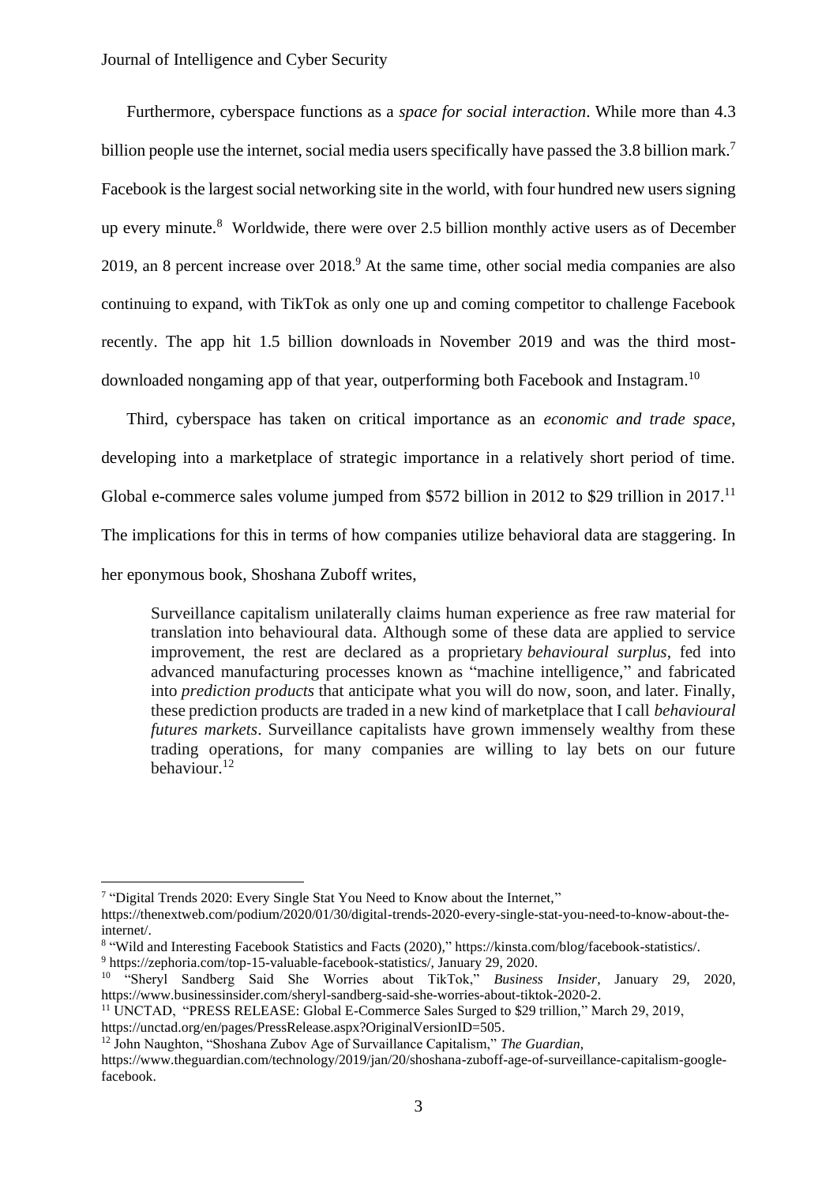Furthermore, cyberspace functions as a *space for social interaction*. While more than 4.3 billion people use the internet, social media users specifically have passed the 3.8 billion mark.[7] Facebook is the largest social networking site in the world, with four hundred new users signing up every minute.[8] Worldwide, there were over 2.5 billion monthly active users as of December 2019, an 8 percent increase over 2018.[9] At the same time, other social media companies are also continuing to expand, with TikTok as only one up and coming competitor to challenge Facebook recently. The app hit 1.5 billion downloads in November 2019 and was the third most-downloaded nongaming app of that year, outperforming both Facebook and Instagram.[10]

Third, cyberspace has taken on critical importance as an *economic and trade space*, developing into a marketplace of strategic importance in a relatively short period of time. Global e-commerce sales volume jumped from $572 billion in 2012 to $29 trillion in 2017.[11] The implications for this in terms of how companies utilize behavioral data are staggering. In her eponymous book, Shoshana Zuboff writes,

> Surveillance capitalism unilaterally claims human experience as free raw material for translation into behavioural data. Although some of these data are applied to service improvement, the rest are declared as a proprietary *behavioural surplus*, fed into advanced manufacturing processes known as "machine intelligence," and fabricated into *prediction products* that anticipate what you will do now, soon, and later. Finally, these prediction products are traded in a new kind of marketplace that I call *behavioural futures markets*. Surveillance capitalists have grown immensely wealthy from these trading operations, for many companies are willing to lay bets on our future behaviour.[12]

---

[7] "Digital Trends 2020: Every Single Stat You Need to Know about the Internet," https://thenextweb.com/podium/2020/01/30/digital-trends-2020-every-single-stat-you-need-to-know-about-the-internet/.

[8] "Wild and Interesting Facebook Statistics and Facts (2020)," https://kinsta.com/blog/facebook-statistics/.

[9] https://zephoria.com/top-15-valuable-facebook-statistics/, January 29, 2020.

[10] "Sheryl Sandberg Said She Worries about TikTok," *Business Insider*, January 29, 2020, https://www.businessinsider.com/sheryl-sandberg-said-she-worries-about-tiktok-2020-2.

[11] UNCTAD, "PRESS RELEASE: Global E-Commerce Sales Surged to $29 trillion," March 29, 2019, https://unctad.org/en/pages/PressRelease.aspx?OriginalVersionID=505.

[12] John Naughton, "Shoshana Zubov Age of Survaillance Capitalism," *The Guardian*, https://www.theguardian.com/technology/2019/jan/20/shoshana-zuboff-age-of-surveillance-capitalism-google-facebook.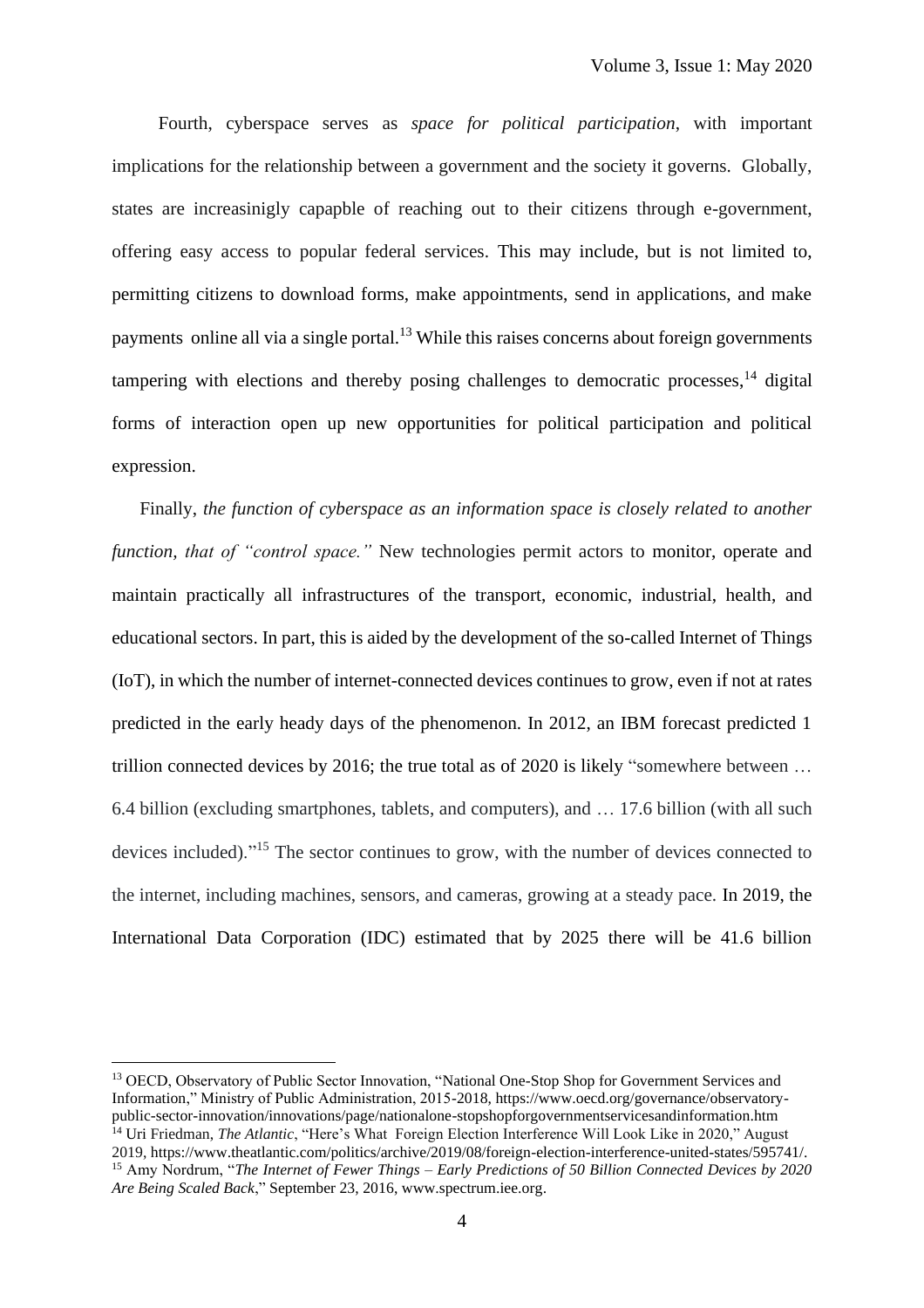Fourth, cyberspace serves as *space for political participation*, with important implications for the relationship between a government and the society it governs. Globally, states are increasinigly capapble of reaching out to their citizens through e-government, offering easy access to popular federal services. This may include, but is not limited to, permitting citizens to download forms, make appointments, send in applications, and make payments online all via a single portal.[13] While this raises concerns about foreign governments tampering with elections and thereby posing challenges to democratic processes,[14] digital forms of interaction open up new opportunities for political participation and political expression.

Finally, *the function of cyberspace as an information space is closely related to another function, that of "control space."* New technologies permit actors to monitor, operate and maintain practically all infrastructures of the transport, economic, industrial, health, and educational sectors. In part, this is aided by the development of the so-called Internet of Things (IoT), in which the number of internet-connected devices continues to grow, even if not at rates predicted in the early heady days of the phenomenon. In 2012, an IBM forecast predicted 1 trillion connected devices by 2016; the true total as of 2020 is likely "somewhere between … 6.4 billion (excluding smartphones, tablets, and computers), and … 17.6 billion (with all such devices included)."[15] The sector continues to grow, with the number of devices connected to the internet, including machines, sensors, and cameras, growing at a steady pace. In 2019, the International Data Corporation (IDC) estimated that by 2025 there will be 41.6 billion

---

[13] OECD, Observatory of Public Sector Innovation, "National One-Stop Shop for Government Services and Information," Ministry of Public Administration, 2015-2018, https://www.oecd.org/governance/observatory-public-sector-innovation/innovations/page/nationalone-stopshopforgovernmentservicesandinformation.htm

[14] Uri Friedman, *The Atlantic*, "Here's What Foreign Election Interference Will Look Like in 2020," August 2019, https://www.theatlantic.com/politics/archive/2019/08/foreign-election-interference-united-states/595741/.

[15] Amy Nordrum, "*The Internet of Fewer Things – Early Predictions of 50 Billion Connected Devices by 2020 Are Being Scaled Back*," September 23, 2016, www.spectrum.iee.org.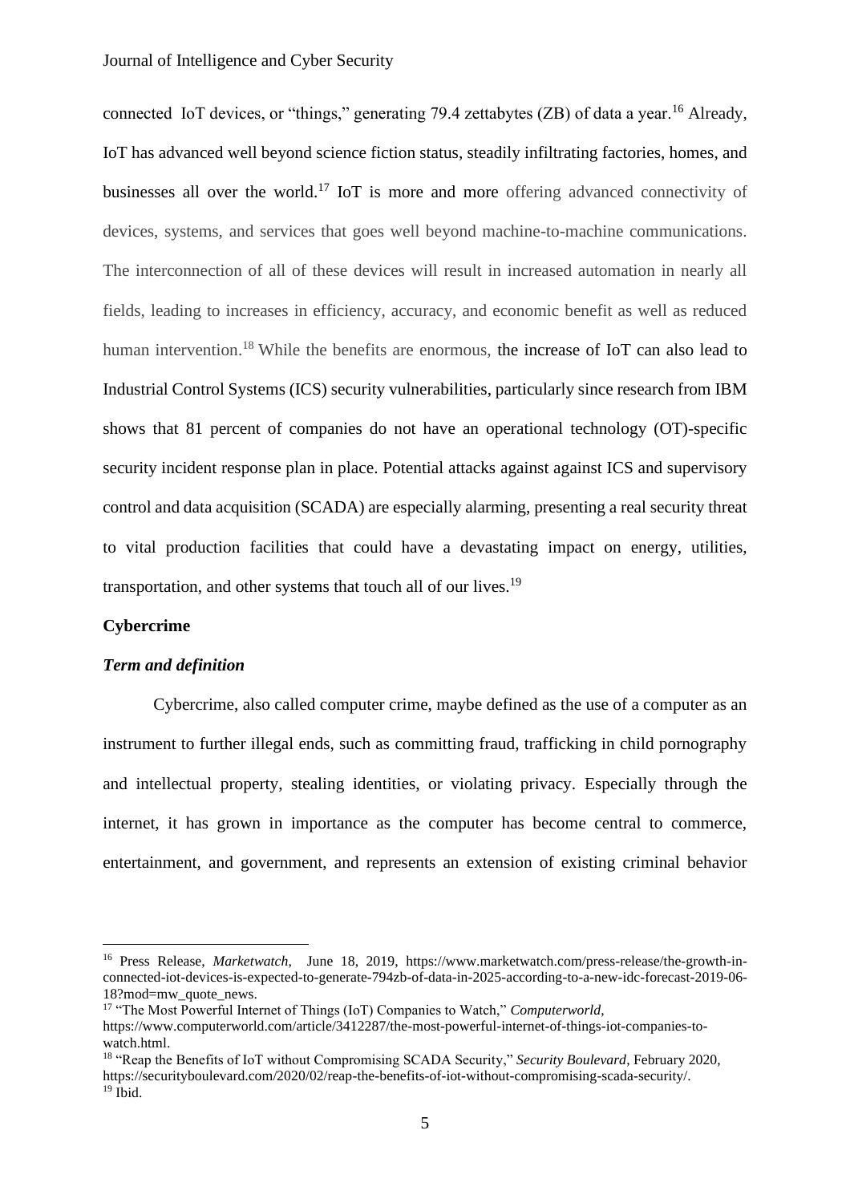connected IoT devices, or “things,” generating 79.4 zettabytes (ZB) of data a year.[16] Already, IoT has advanced well beyond science fiction status, steadily infiltrating factories, homes, and businesses all over the world.[17] IoT is more and more offering advanced connectivity of devices, systems, and services that goes well beyond machine-to-machine communications. The interconnection of all of these devices will result in increased automation in nearly all fields, leading to increases in efficiency, accuracy, and economic benefit as well as reduced human intervention.[18] While the benefits are enormous, the increase of IoT can also lead to Industrial Control Systems (ICS) security vulnerabilities, particularly since research from IBM shows that 81 percent of companies do not have an operational technology (OT)-specific security incident response plan in place. Potential attacks against against ICS and supervisory control and data acquisition (SCADA) are especially alarming, presenting a real security threat to vital production facilities that could have a devastating impact on energy, utilities, transportation, and other systems that touch all of our lives.[19]

**Cybercrime**

***Term and definition***

Cybercrime, also called computer crime, maybe defined as the use of a computer as an instrument to further illegal ends, such as committing fraud, trafficking in child pornography and intellectual property, stealing identities, or violating privacy. Especially through the internet, it has grown in importance as the computer has become central to commerce, entertainment, and government, and represents an extension of existing criminal behavior

---

[16] Press Release, *Marketwatch*, June 18, 2019, https://www.marketwatch.com/press-release/the-growth-in-connected-iot-devices-is-expected-to-generate-794zb-of-data-in-2025-according-to-a-new-idc-forecast-2019-06-18?mod=mw_quote_news.

[17] “The Most Powerful Internet of Things (IoT) Companies to Watch,” *Computerworld*, https://www.computerworld.com/article/3412287/the-most-powerful-internet-of-things-iot-companies-to-watch.html.

[18] “Reap the Benefits of IoT without Compromising SCADA Security,” *Security Boulevard*, February 2020, https://securityboulevard.com/2020/02/reap-the-benefits-of-iot-without-compromising-scada-security/.

[19] Ibid.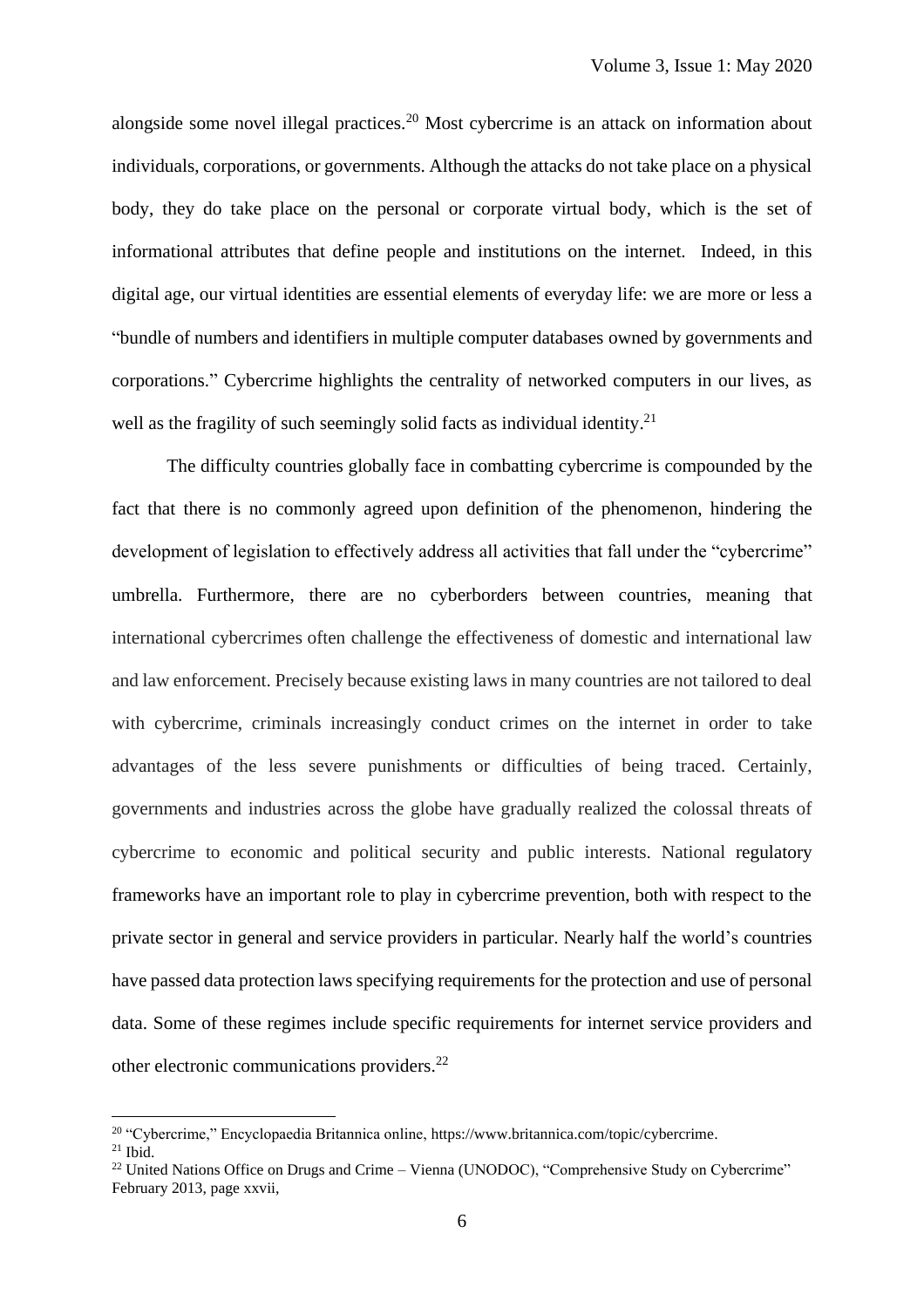alongside some novel illegal practices.[20] Most cybercrime is an attack on information about individuals, corporations, or governments. Although the attacks do not take place on a physical body, they do take place on the personal or corporate virtual body, which is the set of informational attributes that define people and institutions on the internet. Indeed, in this digital age, our virtual identities are essential elements of everyday life: we are more or less a "bundle of numbers and identifiers in multiple computer databases owned by governments and corporations." Cybercrime highlights the centrality of networked computers in our lives, as well as the fragility of such seemingly solid facts as individual identity.[21]

The difficulty countries globally face in combatting cybercrime is compounded by the fact that there is no commonly agreed upon definition of the phenomenon, hindering the development of legislation to effectively address all activities that fall under the "cybercrime" umbrella. Furthermore, there are no cyberborders between countries, meaning that international cybercrimes often challenge the effectiveness of domestic and international law and law enforcement. Precisely because existing laws in many countries are not tailored to deal with cybercrime, criminals increasingly conduct crimes on the internet in order to take advantages of the less severe punishments or difficulties of being traced. Certainly, governments and industries across the globe have gradually realized the colossal threats of cybercrime to economic and political security and public interests. National regulatory frameworks have an important role to play in cybercrime prevention, both with respect to the private sector in general and service providers in particular. Nearly half the world's countries have passed data protection laws specifying requirements for the protection and use of personal data. Some of these regimes include specific requirements for internet service providers and other electronic communications providers.[22]

---

[20] "Cybercrime," Encyclopaedia Britannica online, https://www.britannica.com/topic/cybercrime.

[21] Ibid.

[22] United Nations Office on Drugs and Crime – Vienna (UNODOC), "Comprehensive Study on Cybercrime" February 2013, page xxvii,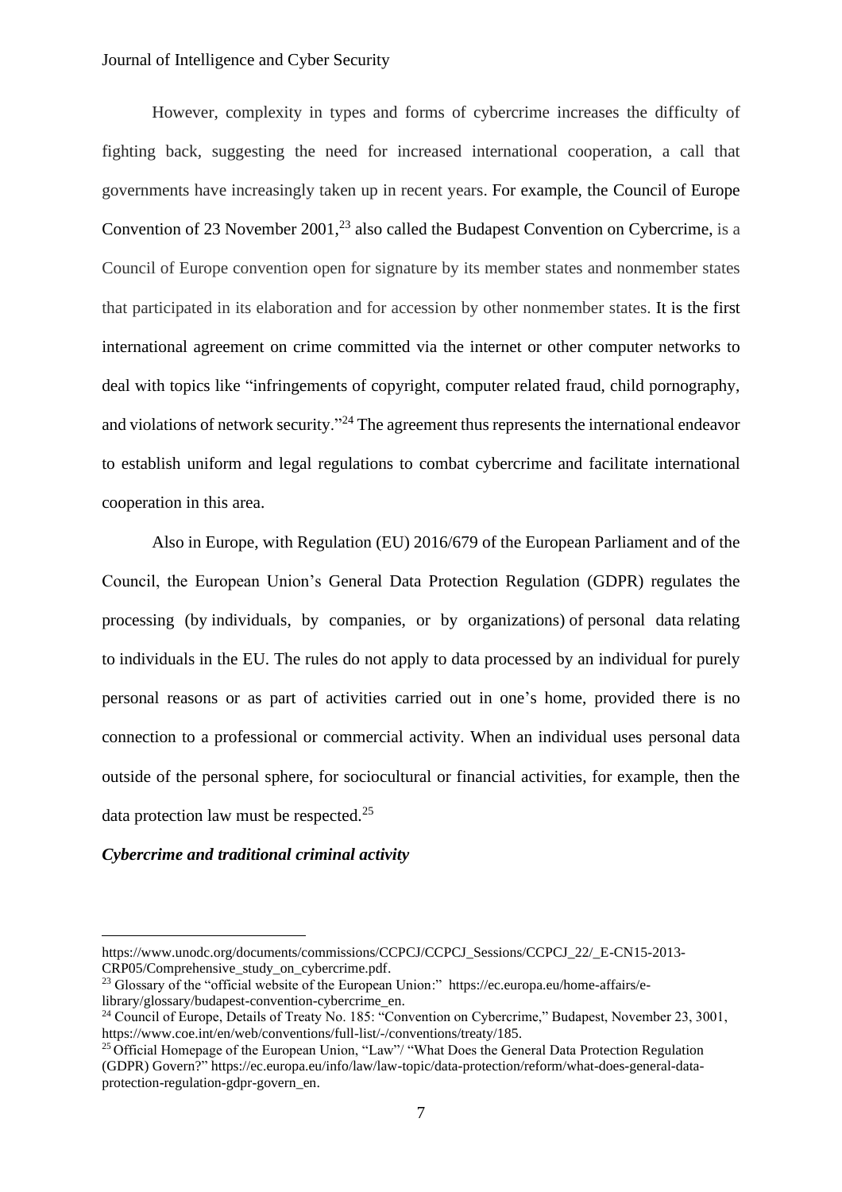However, complexity in types and forms of cybercrime increases the difficulty of fighting back, suggesting the need for increased international cooperation, a call that governments have increasingly taken up in recent years. For example, the Council of Europe Convention of 23 November 2001,[23] also called the Budapest Convention on Cybercrime, is a Council of Europe convention open for signature by its member states and nonmember states that participated in its elaboration and for accession by other nonmember states. It is the first international agreement on crime committed via the internet or other computer networks to deal with topics like "infringements of copyright, computer related fraud, child pornography, and violations of network security."[24] The agreement thus represents the international endeavor to establish uniform and legal regulations to combat cybercrime and facilitate international cooperation in this area.

Also in Europe, with Regulation (EU) 2016/679 of the European Parliament and of the Council, the European Union's General Data Protection Regulation (GDPR) regulates the processing (by individuals, by companies, or by organizations) of personal data relating to individuals in the EU. The rules do not apply to data processed by an individual for purely personal reasons or as part of activities carried out in one's home, provided there is no connection to a professional or commercial activity. When an individual uses personal data outside of the personal sphere, for sociocultural or financial activities, for example, then the data protection law must be respected.[25]

***Cybercrime and traditional criminal activity***

---

https://www.unodc.org/documents/commissions/CCPCJ/CCPCJ_Sessions/CCPCJ_22/_E-CN15-2013-CRP05/Comprehensive_study_on_cybercrime.pdf.

[23] Glossary of the "official website of the European Union:" https://ec.europa.eu/home-affairs/e-library/glossary/budapest-convention-cybercrime_en.

[24] Council of Europe, Details of Treaty No. 185: "Convention on Cybercrime," Budapest, November 23, 3001, https://www.coe.int/en/web/conventions/full-list/-/conventions/treaty/185.

[25] Official Homepage of the European Union, "Law"/ "What Does the General Data Protection Regulation (GDPR) Govern?" https://ec.europa.eu/info/law/law-topic/data-protection/reform/what-does-general-data-protection-regulation-gdpr-govern_en.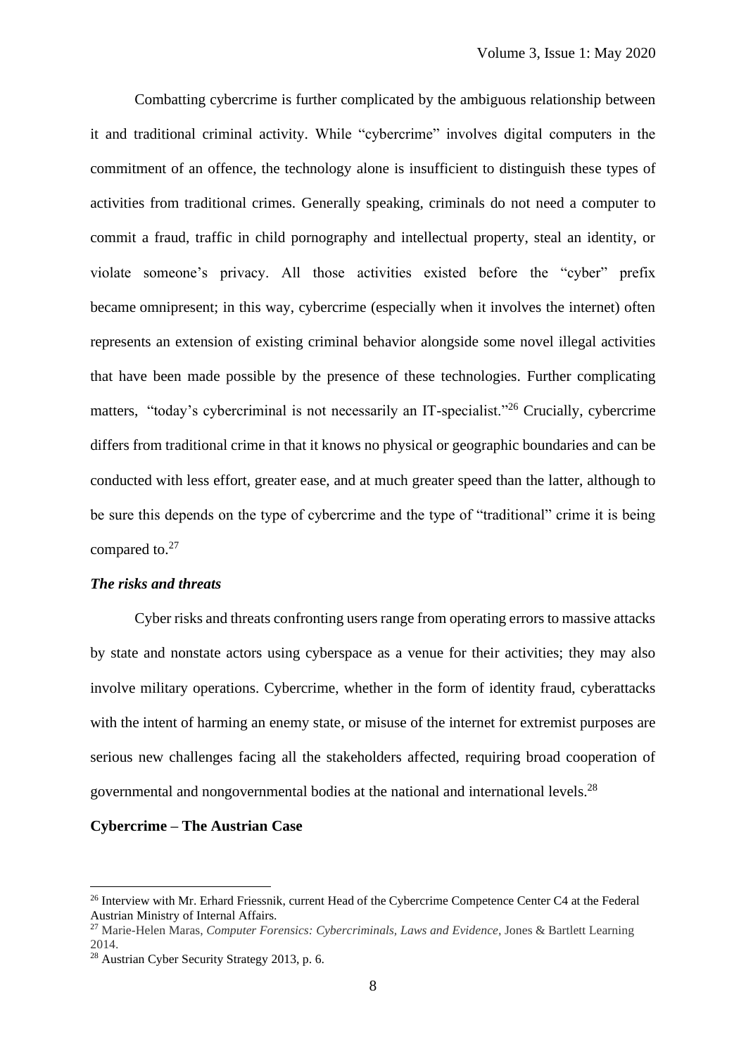Combatting cybercrime is further complicated by the ambiguous relationship between it and traditional criminal activity. While "cybercrime" involves digital computers in the commitment of an offence, the technology alone is insufficient to distinguish these types of activities from traditional crimes. Generally speaking, criminals do not need a computer to commit a fraud, traffic in child pornography and intellectual property, steal an identity, or violate someone's privacy. All those activities existed before the "cyber" prefix became omnipresent; in this way, cybercrime (especially when it involves the internet) often represents an extension of existing criminal behavior alongside some novel illegal activities that have been made possible by the presence of these technologies. Further complicating matters, "today's cybercriminal is not necessarily an IT-specialist."[26] Crucially, cybercrime differs from traditional crime in that it knows no physical or geographic boundaries and can be conducted with less effort, greater ease, and at much greater speed than the latter, although to be sure this depends on the type of cybercrime and the type of "traditional" crime it is being compared to.[27]

### *The risks and threats*

Cyber risks and threats confronting users range from operating errors to massive attacks by state and nonstate actors using cyberspace as a venue for their activities; they may also involve military operations. Cybercrime, whether in the form of identity fraud, cyberattacks with the intent of harming an enemy state, or misuse of the internet for extremist purposes are serious new challenges facing all the stakeholders affected, requiring broad cooperation of governmental and nongovernmental bodies at the national and international levels.[28]

## Cybercrime – The Austrian Case

[26] Interview with Mr. Erhard Friessnik, current Head of the Cybercrime Competence Center C4 at the Federal Austrian Ministry of Internal Affairs.

[27] Marie-Helen Maras, *Computer Forensics: Cybercriminals, Laws and Evidence*, Jones & Bartlett Learning 2014.

[28] Austrian Cyber Security Strategy 2013, p. 6.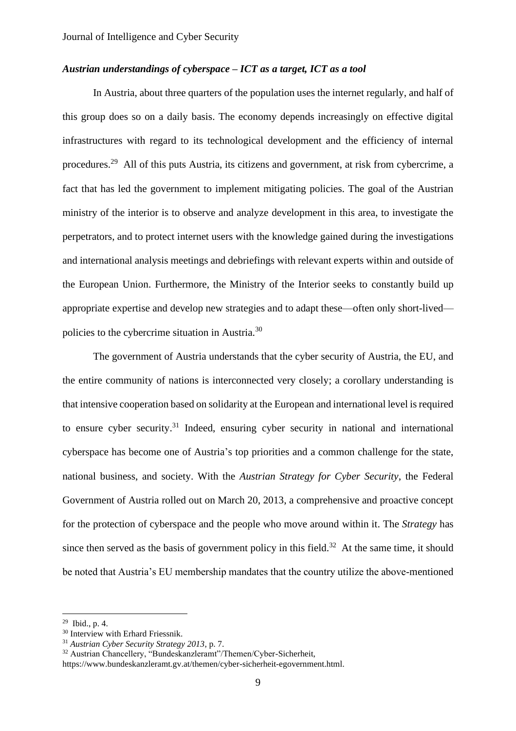### *Austrian understandings of cyberspace – ICT as a target, ICT as a tool*

In Austria, about three quarters of the population uses the internet regularly, and half of this group does so on a daily basis. The economy depends increasingly on effective digital infrastructures with regard to its technological development and the efficiency of internal procedures.[29] All of this puts Austria, its citizens and government, at risk from cybercrime, a fact that has led the government to implement mitigating policies. The goal of the Austrian ministry of the interior is to observe and analyze development in this area, to investigate the perpetrators, and to protect internet users with the knowledge gained during the investigations and international analysis meetings and debriefings with relevant experts within and outside of the European Union. Furthermore, the Ministry of the Interior seeks to constantly build up appropriate expertise and develop new strategies and to adapt these—often only short-lived—policies to the cybercrime situation in Austria.[30]

The government of Austria understands that the cyber security of Austria, the EU, and the entire community of nations is interconnected very closely; a corollary understanding is that intensive cooperation based on solidarity at the European and international level is required to ensure cyber security.[31] Indeed, ensuring cyber security in national and international cyberspace has become one of Austria's top priorities and a common challenge for the state, national business, and society. With the *Austrian Strategy for Cyber Security*, the Federal Government of Austria rolled out on March 20, 2013, a comprehensive and proactive concept for the protection of cyberspace and the people who move around within it. The *Strategy* has since then served as the basis of government policy in this field.[32] At the same time, it should be noted that Austria's EU membership mandates that the country utilize the above-mentioned

---

[29] Ibid., p. 4.

[30] Interview with Erhard Friessnik.

[31] *Austrian Cyber Security Strategy 2013*, p. 7.

[32] Austrian Chancellery, "Bundeskanzleramt"/Themen/Cyber-Sicherheit, https://www.bundeskanzleramt.gv.at/themen/cyber-sicherheit-egovernment.html.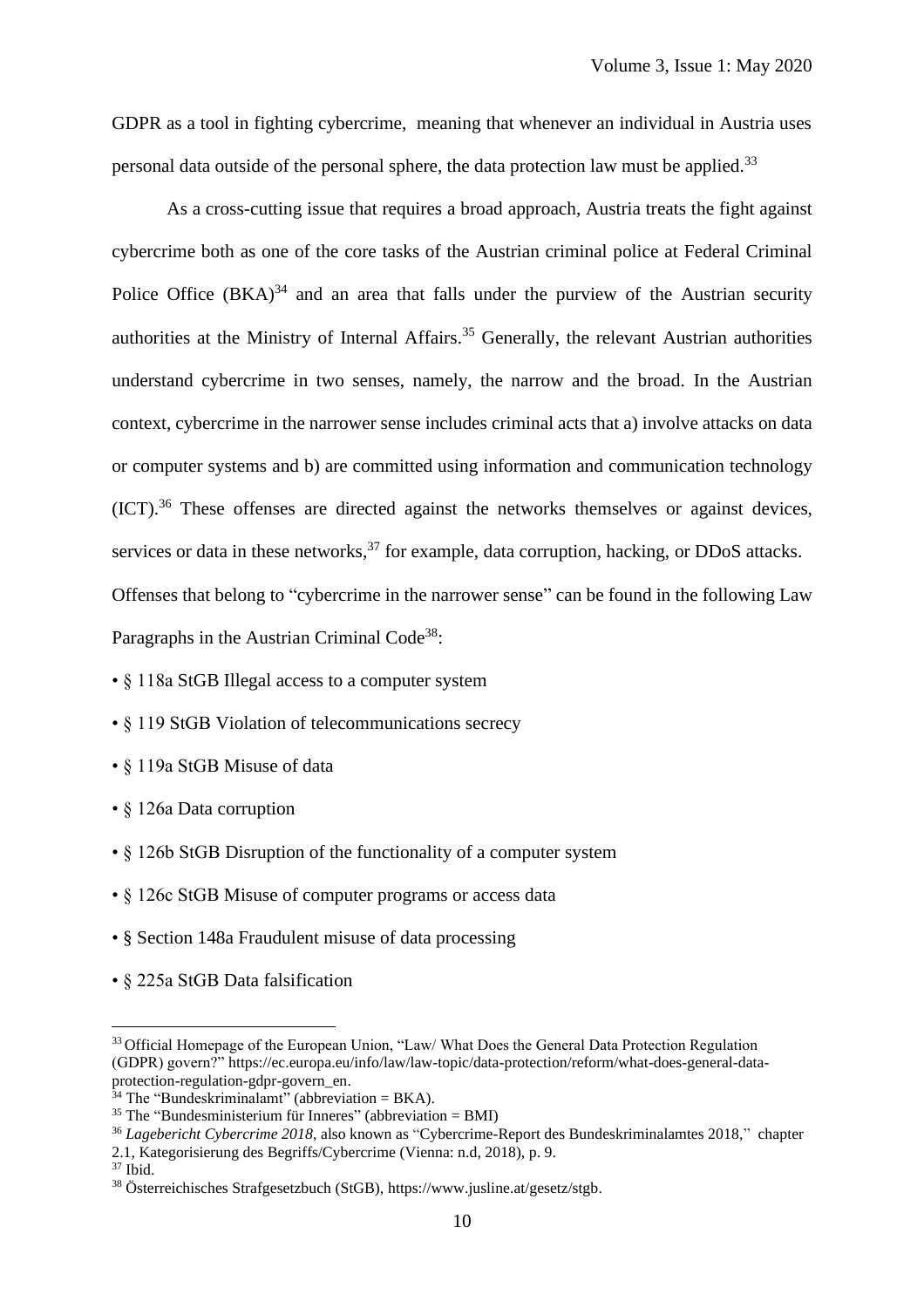GDPR as a tool in fighting cybercrime, meaning that whenever an individual in Austria uses personal data outside of the personal sphere, the data protection law must be applied.[33]

As a cross-cutting issue that requires a broad approach, Austria treats the fight against cybercrime both as one of the core tasks of the Austrian criminal police at Federal Criminal Police Office (BKA)[34] and an area that falls under the purview of the Austrian security authorities at the Ministry of Internal Affairs.[35] Generally, the relevant Austrian authorities understand cybercrime in two senses, namely, the narrow and the broad. In the Austrian context, cybercrime in the narrower sense includes criminal acts that a) involve attacks on data or computer systems and b) are committed using information and communication technology (ICT).[36] These offenses are directed against the networks themselves or against devices, services or data in these networks,[37] for example, data corruption, hacking, or DDoS attacks. Offenses that belong to "cybercrime in the narrower sense" can be found in the following Law Paragraphs in the Austrian Criminal Code[38]:

- § 118a StGB Illegal access to a computer system
- § 119 StGB Violation of telecommunications secrecy
- § 119a StGB Misuse of data
- § 126a Data corruption
- § 126b StGB Disruption of the functionality of a computer system
- § 126c StGB Misuse of computer programs or access data
- § Section 148a Fraudulent misuse of data processing
- § 225a StGB Data falsification

---

[33] Official Homepage of the European Union, "Law/ What Does the General Data Protection Regulation (GDPR) govern?" https://ec.europa.eu/info/law/law-topic/data-protection/reform/what-does-general-data-protection-regulation-gdpr-govern_en.

[34] The "Bundeskriminalamt" (abbreviation = BKA).

[35] The "Bundesministerium für Inneres" (abbreviation = BMI)

[36] *Lagebericht Cybercrime 2018*, also known as "Cybercrime-Report des Bundeskriminalamtes 2018," chapter 2.1, Kategorisierung des Begriffs/Cybercrime (Vienna: n.d, 2018), p. 9.

[37] Ibid.

[38] Österreichisches Strafgesetzbuch (StGB), https://www.jusline.at/gesetz/stgb.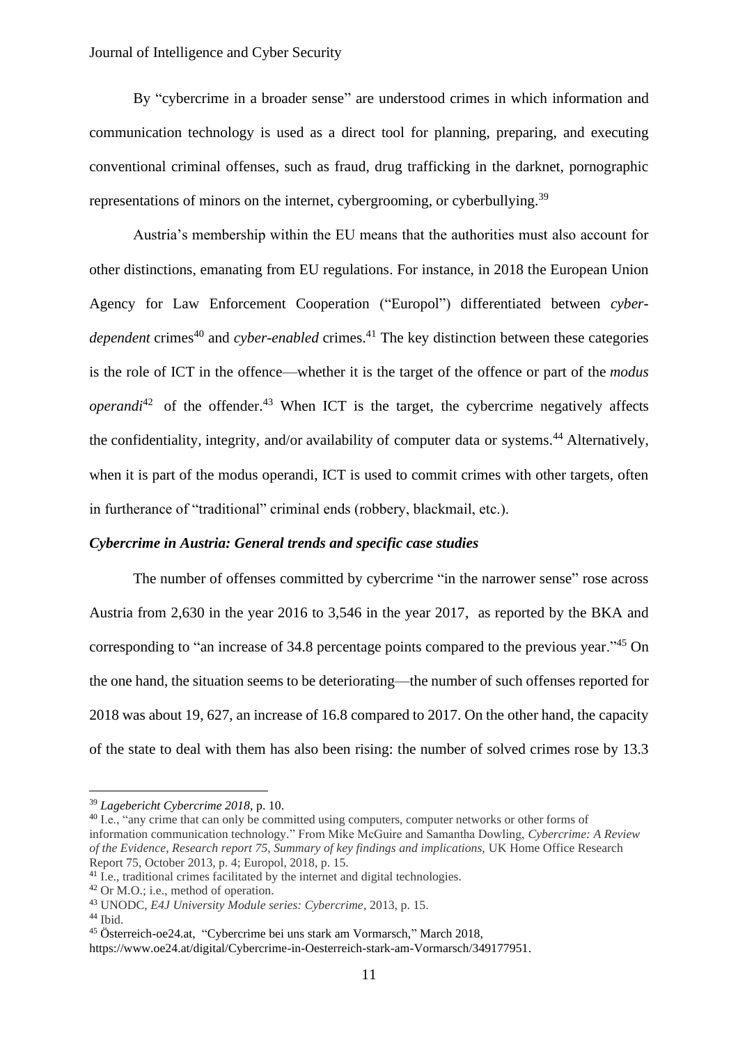By "cybercrime in a broader sense" are understood crimes in which information and communication technology is used as a direct tool for planning, preparing, and executing conventional criminal offenses, such as fraud, drug trafficking in the darknet, pornographic representations of minors on the internet, cybergrooming, or cyberbullying.[39]

Austria's membership within the EU means that the authorities must also account for other distinctions, emanating from EU regulations. For instance, in 2018 the European Union Agency for Law Enforcement Cooperation ("Europol") differentiated between *cyber-dependent* crimes[40] and *cyber-enabled* crimes.[41] The key distinction between these categories is the role of ICT in the offence—whether it is the target of the offence or part of the *modus operandi*[42] of the offender.[43] When ICT is the target, the cybercrime negatively affects the confidentiality, integrity, and/or availability of computer data or systems.[44] Alternatively, when it is part of the modus operandi, ICT is used to commit crimes with other targets, often in furtherance of "traditional" criminal ends (robbery, blackmail, etc.).

***Cybercrime in Austria: General trends and specific case studies***

The number of offenses committed by cybercrime "in the narrower sense" rose across Austria from 2,630 in the year 2016 to 3,546 in the year 2017, as reported by the BKA and corresponding to "an increase of 34.8 percentage points compared to the previous year."[45] On the one hand, the situation seems to be deteriorating—the number of such offenses reported for 2018 was about 19, 627, an increase of 16.8 compared to 2017. On the other hand, the capacity of the state to deal with them has also been rising: the number of solved crimes rose by 13.3

---

[39] *Lagebericht Cybercrime 2018*, p. 10.

[40] I.e., "any crime that can only be committed using computers, computer networks or other forms of information communication technology." From Mike McGuire and Samantha Dowling, *Cybercrime: A Review of the Evidence, Research report 75, Summary of key findings and implications,* UK Home Office Research Report 75, October 2013, p. 4; Europol, 2018, p. 15.

[41] I.e., traditional crimes facilitated by the internet and digital technologies.

[42] Or M.O.; i.e., method of operation.

[43] UNODC, *E4J University Module series: Cybercrime*, 2013, p. 15.

[44] Ibid.

[45] Österreich-oe24.at, "Cybercrime bei uns stark am Vormarsch," March 2018, https://www.oe24.at/digital/Cybercrime-in-Oesterreich-stark-am-Vormarsch/349177951.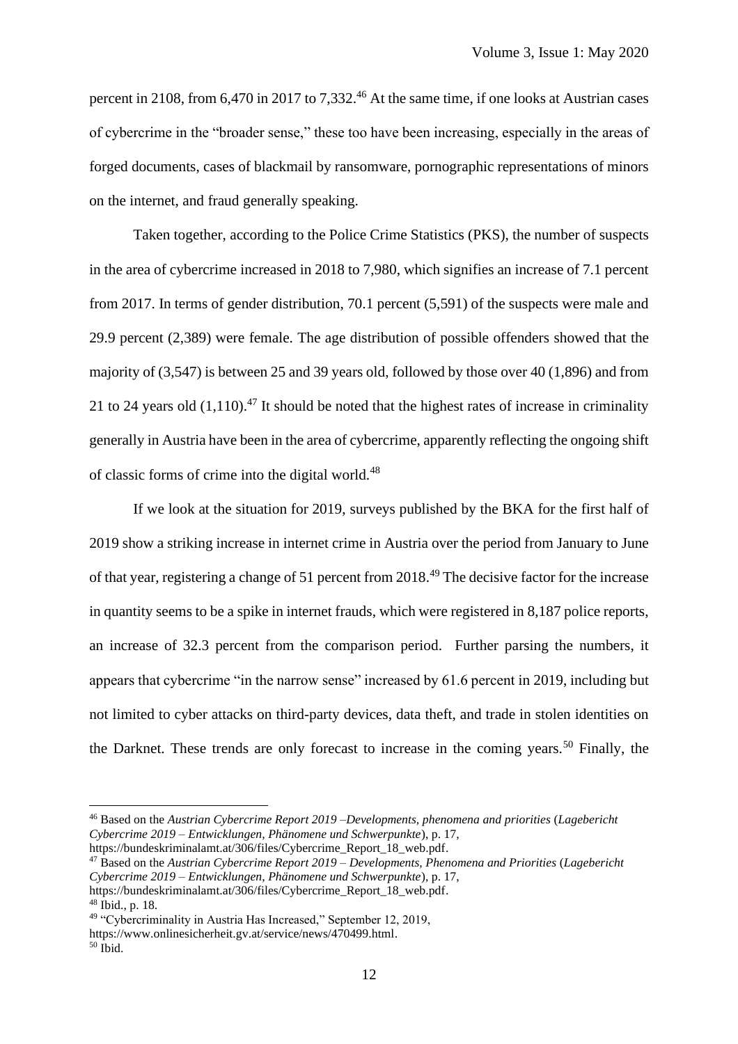percent in 2108, from 6,470 in 2017 to 7,332.[46] At the same time, if one looks at Austrian cases of cybercrime in the "broader sense," these too have been increasing, especially in the areas of forged documents, cases of blackmail by ransomware, pornographic representations of minors on the internet, and fraud generally speaking.

Taken together, according to the Police Crime Statistics (PKS), the number of suspects in the area of cybercrime increased in 2018 to 7,980, which signifies an increase of 7.1 percent from 2017. In terms of gender distribution, 70.1 percent (5,591) of the suspects were male and 29.9 percent (2,389) were female. The age distribution of possible offenders showed that the majority of (3,547) is between 25 and 39 years old, followed by those over 40 (1,896) and from 21 to 24 years old (1,110).[47] It should be noted that the highest rates of increase in criminality generally in Austria have been in the area of cybercrime, apparently reflecting the ongoing shift of classic forms of crime into the digital world.[48]

If we look at the situation for 2019, surveys published by the BKA for the first half of 2019 show a striking increase in internet crime in Austria over the period from January to June of that year, registering a change of 51 percent from 2018.[49] The decisive factor for the increase in quantity seems to be a spike in internet frauds, which were registered in 8,187 police reports, an increase of 32.3 percent from the comparison period. Further parsing the numbers, it appears that cybercrime "in the narrow sense" increased by 61.6 percent in 2019, including but not limited to cyber attacks on third-party devices, data theft, and trade in stolen identities on the Darknet. These trends are only forecast to increase in the coming years.[50] Finally, the

---

[46] Based on the *Austrian Cybercrime Report 2019 –Developments, phenomena and priorities* (*Lagebericht Cybercrime 2019 – Entwicklungen, Phänomene und Schwerpunkte*), p. 17, https://bundeskriminalamt.at/306/files/Cybercrime_Report_18_web.pdf.

[47] Based on the *Austrian Cybercrime Report 2019 – Developments, Phenomena and Priorities* (*Lagebericht Cybercrime 2019 – Entwicklungen, Phänomene und Schwerpunkte*), p. 17, https://bundeskriminalamt.at/306/files/Cybercrime_Report_18_web.pdf.

[48] Ibid., p. 18.

[49] "Cybercriminality in Austria Has Increased," September 12, 2019, https://www.onlinesicherheit.gv.at/service/news/470499.html.

[50] Ibid.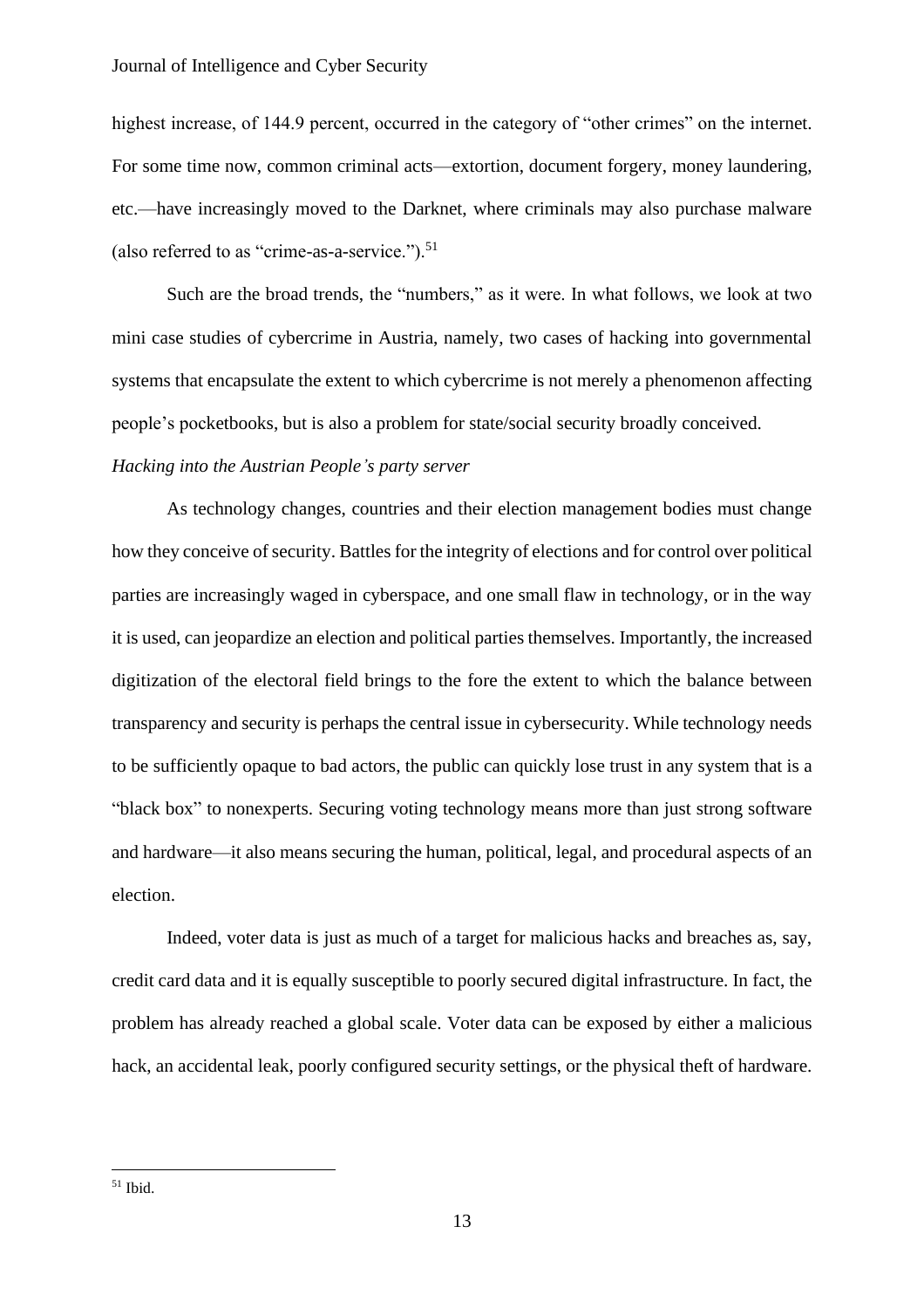highest increase, of 144.9 percent, occurred in the category of "other crimes" on the internet. For some time now, common criminal acts—extortion, document forgery, money laundering, etc.—have increasingly moved to the Darknet, where criminals may also purchase malware (also referred to as "crime-as-a-service.").[51]

Such are the broad trends, the "numbers," as it were. In what follows, we look at two mini case studies of cybercrime in Austria, namely, two cases of hacking into governmental systems that encapsulate the extent to which cybercrime is not merely a phenomenon affecting people's pocketbooks, but is also a problem for state/social security broadly conceived.

*Hacking into the Austrian People's party server*

As technology changes, countries and their election management bodies must change how they conceive of security. Battles for the integrity of elections and for control over political parties are increasingly waged in cyberspace, and one small flaw in technology, or in the way it is used, can jeopardize an election and political parties themselves. Importantly, the increased digitization of the electoral field brings to the fore the extent to which the balance between transparency and security is perhaps the central issue in cybersecurity. While technology needs to be sufficiently opaque to bad actors, the public can quickly lose trust in any system that is a "black box" to nonexperts. Securing voting technology means more than just strong software and hardware—it also means securing the human, political, legal, and procedural aspects of an election.

Indeed, voter data is just as much of a target for malicious hacks and breaches as, say, credit card data and it is equally susceptible to poorly secured digital infrastructure. In fact, the problem has already reached a global scale. Voter data can be exposed by either a malicious hack, an accidental leak, poorly configured security settings, or the physical theft of hardware.

---

[51] Ibid.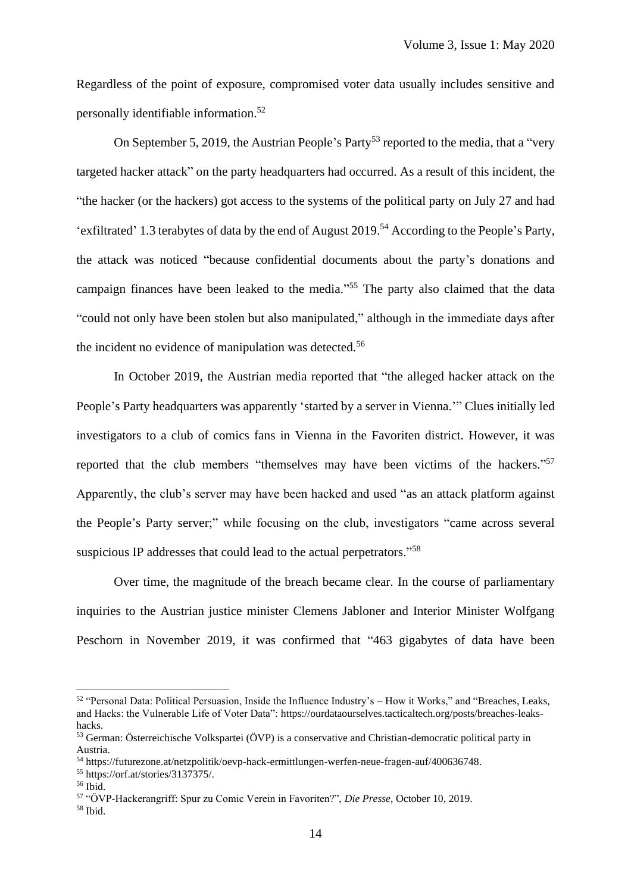Regardless of the point of exposure, compromised voter data usually includes sensitive and personally identifiable information.[52]

On September 5, 2019, the Austrian People's Party[53] reported to the media, that a "very targeted hacker attack" on the party headquarters had occurred. As a result of this incident, the "the hacker (or the hackers) got access to the systems of the political party on July 27 and had 'exfiltrated' 1.3 terabytes of data by the end of August 2019.[54] According to the People's Party, the attack was noticed "because confidential documents about the party's donations and campaign finances have been leaked to the media."[55] The party also claimed that the data "could not only have been stolen but also manipulated," although in the immediate days after the incident no evidence of manipulation was detected.[56]

In October 2019, the Austrian media reported that "the alleged hacker attack on the People's Party headquarters was apparently 'started by a server in Vienna.'" Clues initially led investigators to a club of comics fans in Vienna in the Favoriten district. However, it was reported that the club members "themselves may have been victims of the hackers."[57] Apparently, the club's server may have been hacked and used "as an attack platform against the People's Party server;" while focusing on the club, investigators "came across several suspicious IP addresses that could lead to the actual perpetrators."[58]

Over time, the magnitude of the breach became clear. In the course of parliamentary inquiries to the Austrian justice minister Clemens Jabloner and Interior Minister Wolfgang Peschorn in November 2019, it was confirmed that "463 gigabytes of data have been

---

[52] "Personal Data: Political Persuasion, Inside the Influence Industry's – How it Works," and "Breaches, Leaks, and Hacks: the Vulnerable Life of Voter Data": https://ourdataourselves.tacticaltech.org/posts/breaches-leaks-hacks.

[53] German: Österreichische Volkspartei (ÖVP) is a conservative and Christian-democratic political party in Austria.

[54] https://futurezone.at/netzpolitik/oevp-hack-ermittlungen-werfen-neue-fragen-auf/400636748.

[55] https://orf.at/stories/3137375/.

[56] Ibid.

[57] "ÖVP-Hackerangriff: Spur zu Comic Verein in Favoriten?", *Die Presse*, October 10, 2019.

[58] Ibid.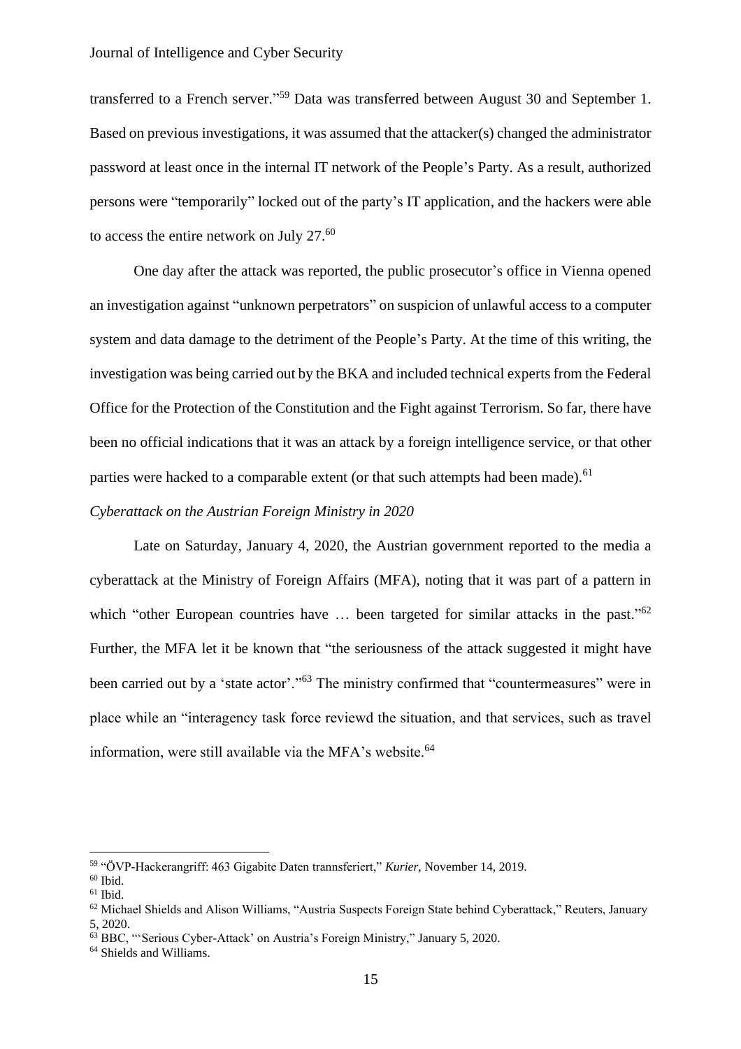transferred to a French server."[59] Data was transferred between August 30 and September 1. Based on previous investigations, it was assumed that the attacker(s) changed the administrator password at least once in the internal IT network of the People's Party. As a result, authorized persons were "temporarily" locked out of the party's IT application, and the hackers were able to access the entire network on July 27.[60]

One day after the attack was reported, the public prosecutor's office in Vienna opened an investigation against "unknown perpetrators" on suspicion of unlawful access to a computer system and data damage to the detriment of the People's Party. At the time of this writing, the investigation was being carried out by the BKA and included technical experts from the Federal Office for the Protection of the Constitution and the Fight against Terrorism. So far, there have been no official indications that it was an attack by a foreign intelligence service, or that other parties were hacked to a comparable extent (or that such attempts had been made).[61]

*Cyberattack on the Austrian Foreign Ministry in 2020*

Late on Saturday, January 4, 2020, the Austrian government reported to the media a cyberattack at the Ministry of Foreign Affairs (MFA), noting that it was part of a pattern in which "other European countries have … been targeted for similar attacks in the past."[62] Further, the MFA let it be known that "the seriousness of the attack suggested it might have been carried out by a 'state actor'."[63] The ministry confirmed that "countermeasures" were in place while an "interagency task force reviewd the situation, and that services, such as travel information, were still available via the MFA's website.[64]

---

[59] "ÖVP-Hackerangriff: 463 Gigabite Daten trannsferiert," *Kurier*, November 14, 2019.

[60] Ibid.

[61] Ibid.

[62] Michael Shields and Alison Williams, "Austria Suspects Foreign State behind Cyberattack," Reuters, January 5, 2020.

[63] BBC, "'Serious Cyber-Attack' on Austria's Foreign Ministry," January 5, 2020.

[64] Shields and Williams.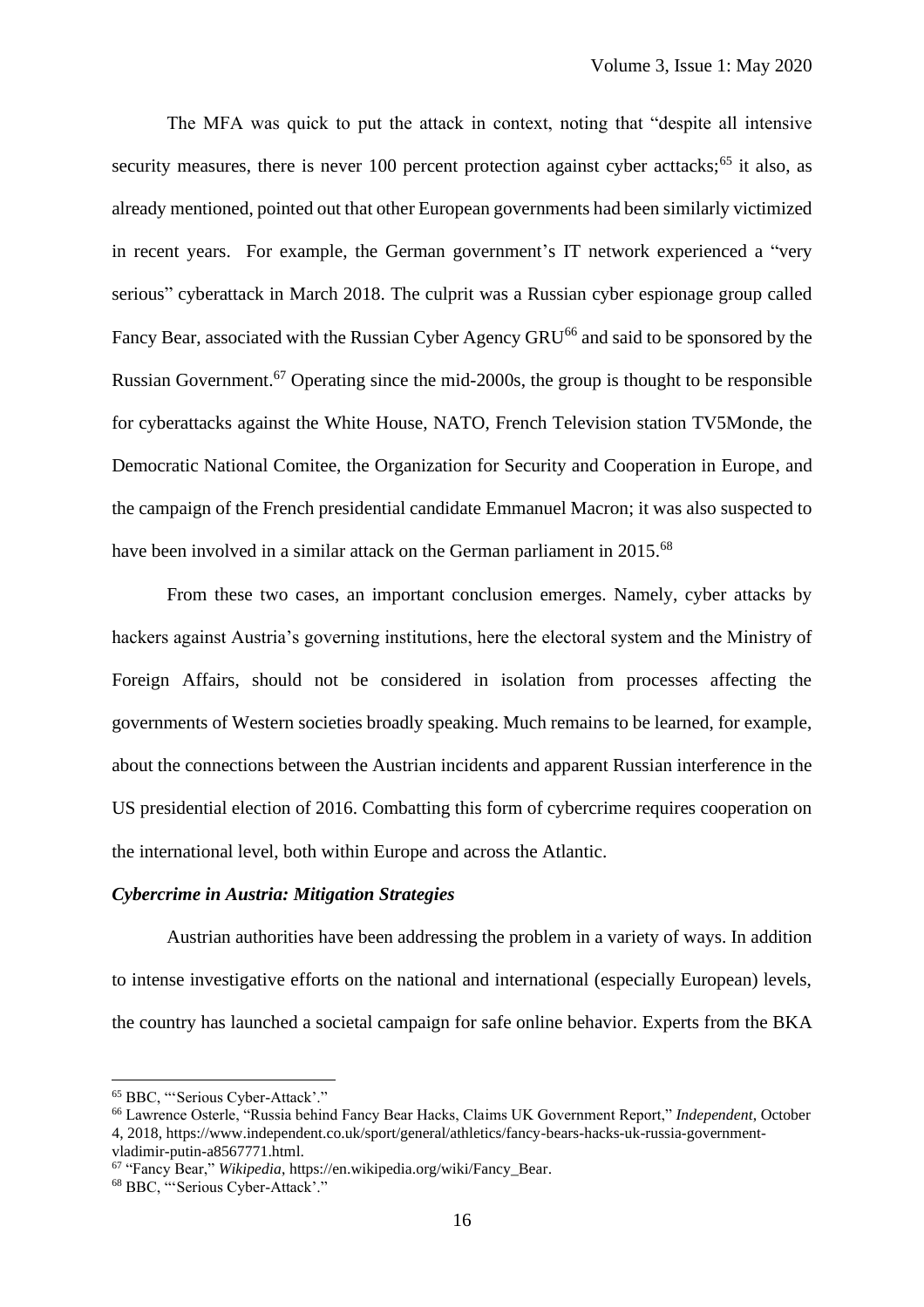The MFA was quick to put the attack in context, noting that "despite all intensive security measures, there is never 100 percent protection against cyber acttacks;[65] it also, as already mentioned, pointed out that other European governments had been similarly victimized in recent years. For example, the German government's IT network experienced a "very serious" cyberattack in March 2018. The culprit was a Russian cyber espionage group called Fancy Bear, associated with the Russian Cyber Agency GRU[66] and said to be sponsored by the Russian Government.[67] Operating since the mid-2000s, the group is thought to be responsible for cyberattacks against the White House, NATO, French Television station TV5Monde, the Democratic National Comitee, the Organization for Security and Cooperation in Europe, and the campaign of the French presidential candidate Emmanuel Macron; it was also suspected to have been involved in a similar attack on the German parliament in 2015.[68]

From these two cases, an important conclusion emerges. Namely, cyber attacks by hackers against Austria's governing institutions, here the electoral system and the Ministry of Foreign Affairs, should not be considered in isolation from processes affecting the governments of Western societies broadly speaking. Much remains to be learned, for example, about the connections between the Austrian incidents and apparent Russian interference in the US presidential election of 2016. Combatting this form of cybercrime requires cooperation on the international level, both within Europe and across the Atlantic.

***Cybercrime in Austria: Mitigation Strategies***

Austrian authorities have been addressing the problem in a variety of ways. In addition to intense investigative efforts on the national and international (especially European) levels, the country has launched a societal campaign for safe online behavior. Experts from the BKA

---

[65] BBC, "'Serious Cyber-Attack'."

[66] Lawrence Osterle, "Russia behind Fancy Bear Hacks, Claims UK Government Report," *Independent*, October 4, 2018, https://www.independent.co.uk/sport/general/athletics/fancy-bears-hacks-uk-russia-government-vladimir-putin-a8567771.html.

[67] "Fancy Bear," *Wikipedia*, https://en.wikipedia.org/wiki/Fancy_Bear.

[68] BBC, "'Serious Cyber-Attack'."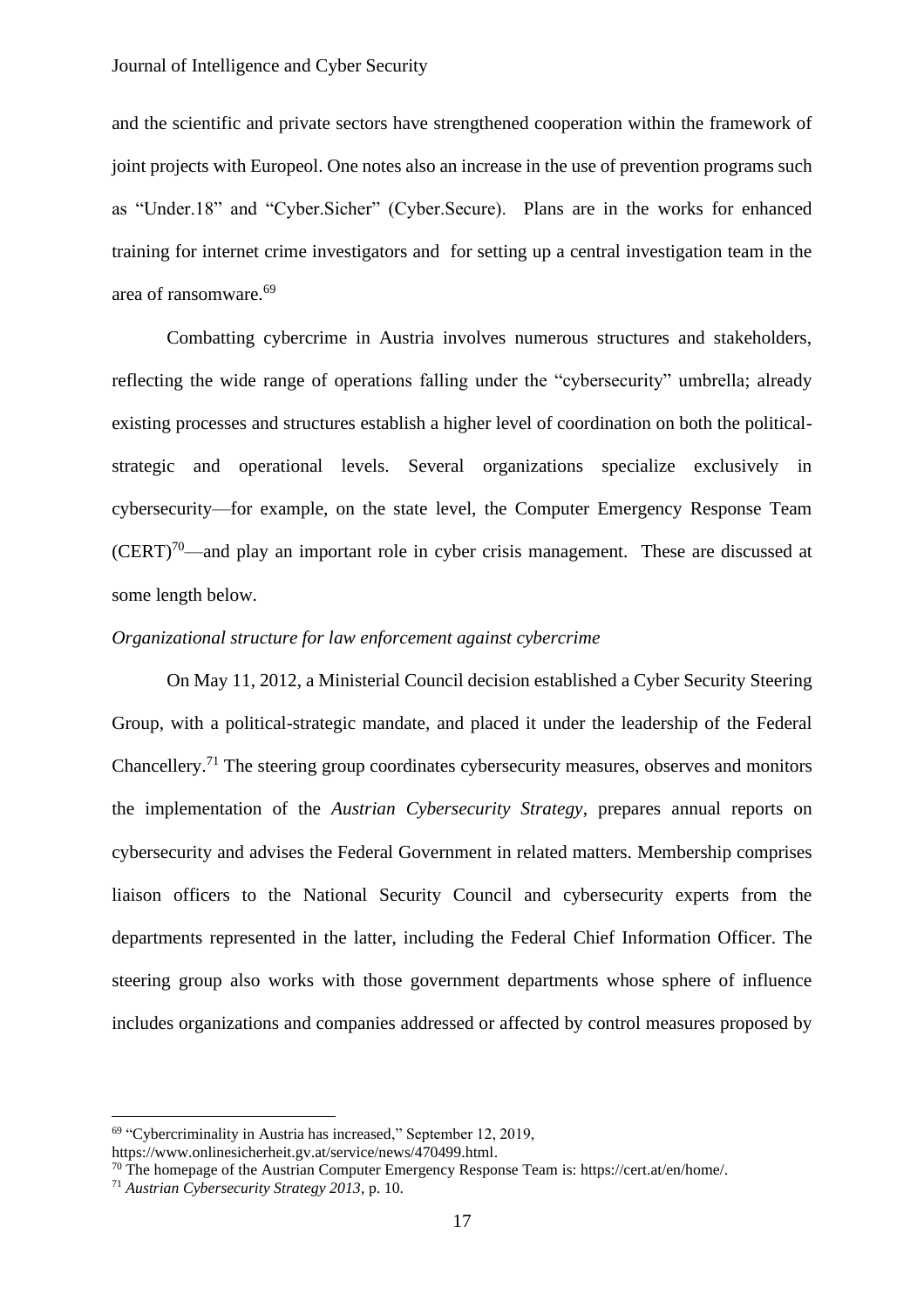and the scientific and private sectors have strengthened cooperation within the framework of joint projects with Europeol. One notes also an increase in the use of prevention programs such as "Under.18" and "Cyber.Sicher" (Cyber.Secure). Plans are in the works for enhanced training for internet crime investigators and for setting up a central investigation team in the area of ransomware.[69]

Combatting cybercrime in Austria involves numerous structures and stakeholders, reflecting the wide range of operations falling under the "cybersecurity" umbrella; already existing processes and structures establish a higher level of coordination on both the political-strategic and operational levels. Several organizations specialize exclusively in cybersecurity—for example, on the state level, the Computer Emergency Response Team (CERT)[70]—and play an important role in cyber crisis management. These are discussed at some length below.

*Organizational structure for law enforcement against cybercrime*

On May 11, 2012, a Ministerial Council decision established a Cyber Security Steering Group, with a political-strategic mandate, and placed it under the leadership of the Federal Chancellery.[71] The steering group coordinates cybersecurity measures, observes and monitors the implementation of the *Austrian Cybersecurity Strategy*, prepares annual reports on cybersecurity and advises the Federal Government in related matters. Membership comprises liaison officers to the National Security Council and cybersecurity experts from the departments represented in the latter, including the Federal Chief Information Officer. The steering group also works with those government departments whose sphere of influence includes organizations and companies addressed or affected by control measures proposed by

---

[69] "Cybercriminality in Austria has increased," September 12, 2019, https://www.onlinesicherheit.gv.at/service/news/470499.html.

[70] The homepage of the Austrian Computer Emergency Response Team is: https://cert.at/en/home/.

[71] *Austrian Cybersecurity Strategy 2013*, p. 10.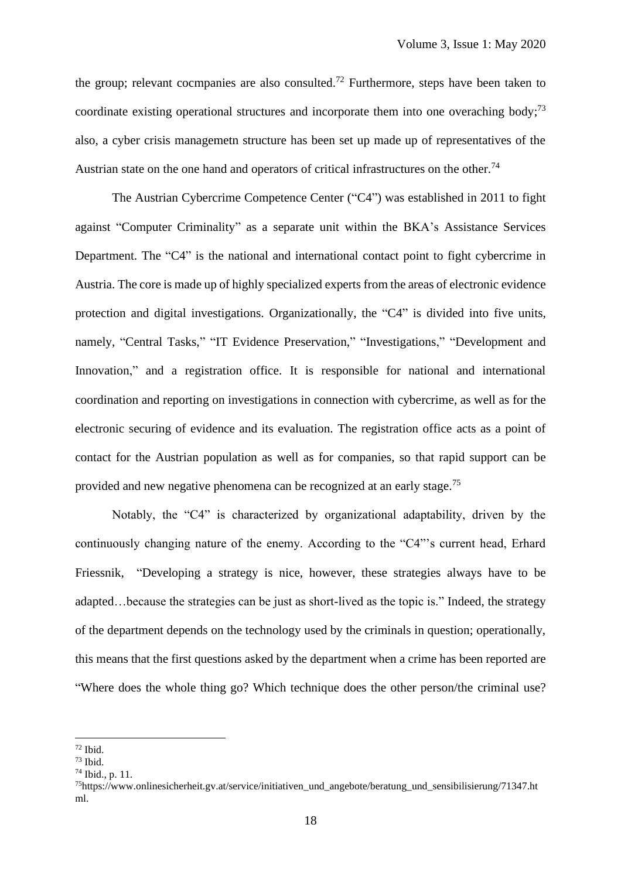the group; relevant cocmpanies are also consulted.[72] Furthermore, steps have been taken to coordinate existing operational structures and incorporate them into one overaching body;[73] also, a cyber crisis managemetn structure has been set up made up of representatives of the Austrian state on the one hand and operators of critical infrastructures on the other.[74]

The Austrian Cybercrime Competence Center ("C4") was established in 2011 to fight against "Computer Criminality" as a separate unit within the BKA's Assistance Services Department. The "C4" is the national and international contact point to fight cybercrime in Austria. The core is made up of highly specialized experts from the areas of electronic evidence protection and digital investigations. Organizationally, the "C4" is divided into five units, namely, "Central Tasks," "IT Evidence Preservation," "Investigations," "Development and Innovation," and a registration office. It is responsible for national and international coordination and reporting on investigations in connection with cybercrime, as well as for the electronic securing of evidence and its evaluation. The registration office acts as a point of contact for the Austrian population as well as for companies, so that rapid support can be provided and new negative phenomena can be recognized at an early stage.[75]

Notably, the "C4" is characterized by organizational adaptability, driven by the continuously changing nature of the enemy. According to the "C4"'s current head, Erhard Friessnik, "Developing a strategy is nice, however, these strategies always have to be adapted…because the strategies can be just as short-lived as the topic is." Indeed, the strategy of the department depends on the technology used by the criminals in question; operationally, this means that the first questions asked by the department when a crime has been reported are "Where does the whole thing go? Which technique does the other person/the criminal use?

---

[72] Ibid.

[73] Ibid.

[74] Ibid., p. 11.

[75] https://www.onlinesicherheit.gv.at/service/initiativen_und_angebote/beratung_und_sensibilisierung/71347.html.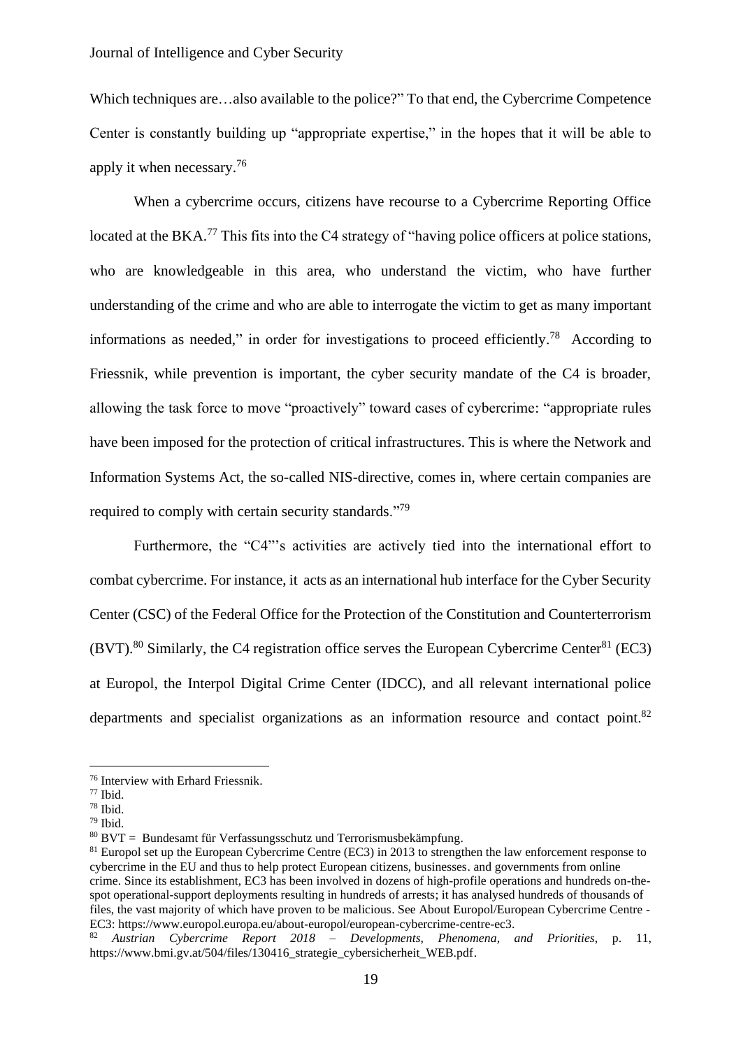Which techniques are…also available to the police?" To that end, the Cybercrime Competence Center is constantly building up "appropriate expertise," in the hopes that it will be able to apply it when necessary.[76]

When a cybercrime occurs, citizens have recourse to a Cybercrime Reporting Office located at the BKA.[77] This fits into the C4 strategy of "having police officers at police stations, who are knowledgeable in this area, who understand the victim, who have further understanding of the crime and who are able to interrogate the victim to get as many important informations as needed," in order for investigations to proceed efficiently.[78] According to Friessnik, while prevention is important, the cyber security mandate of the C4 is broader, allowing the task force to move "proactively" toward cases of cybercrime: "appropriate rules have been imposed for the protection of critical infrastructures. This is where the Network and Information Systems Act, the so-called NIS-directive, comes in, where certain companies are required to comply with certain security standards."[79]

Furthermore, the "C4"'s activities are actively tied into the international effort to combat cybercrime. For instance, it acts as an international hub interface for the Cyber Security Center (CSC) of the Federal Office for the Protection of the Constitution and Counterterrorism (BVT).[80] Similarly, the C4 registration office serves the European Cybercrime Center[81] (EC3) at Europol, the Interpol Digital Crime Center (IDCC), and all relevant international police departments and specialist organizations as an information resource and contact point.[82]

---

[76] Interview with Erhard Friessnik.

[77] Ibid.

[78] Ibid.

[79] Ibid.

[80] BVT = Bundesamt für Verfassungsschutz und Terrorismusbekämpfung.

[81] Europol set up the European Cybercrime Centre (EC3) in 2013 to strengthen the law enforcement response to cybercrime in the EU and thus to help protect European citizens, businesses. and governments from online crime. Since its establishment, EC3 has been involved in dozens of high-profile operations and hundreds on-the-spot operational-support deployments resulting in hundreds of arrests; it has analysed hundreds of thousands of files, the vast majority of which have proven to be malicious. See About Europol/European Cybercrime Centre - EC3: https://www.europol.europa.eu/about-europol/european-cybercrime-centre-ec3.

[82] *Austrian Cybercrime Report 2018 – Developments, Phenomena, and Priorities,* p. 11, https://www.bmi.gv.at/504/files/130416_strategie_cybersicherheit_WEB.pdf.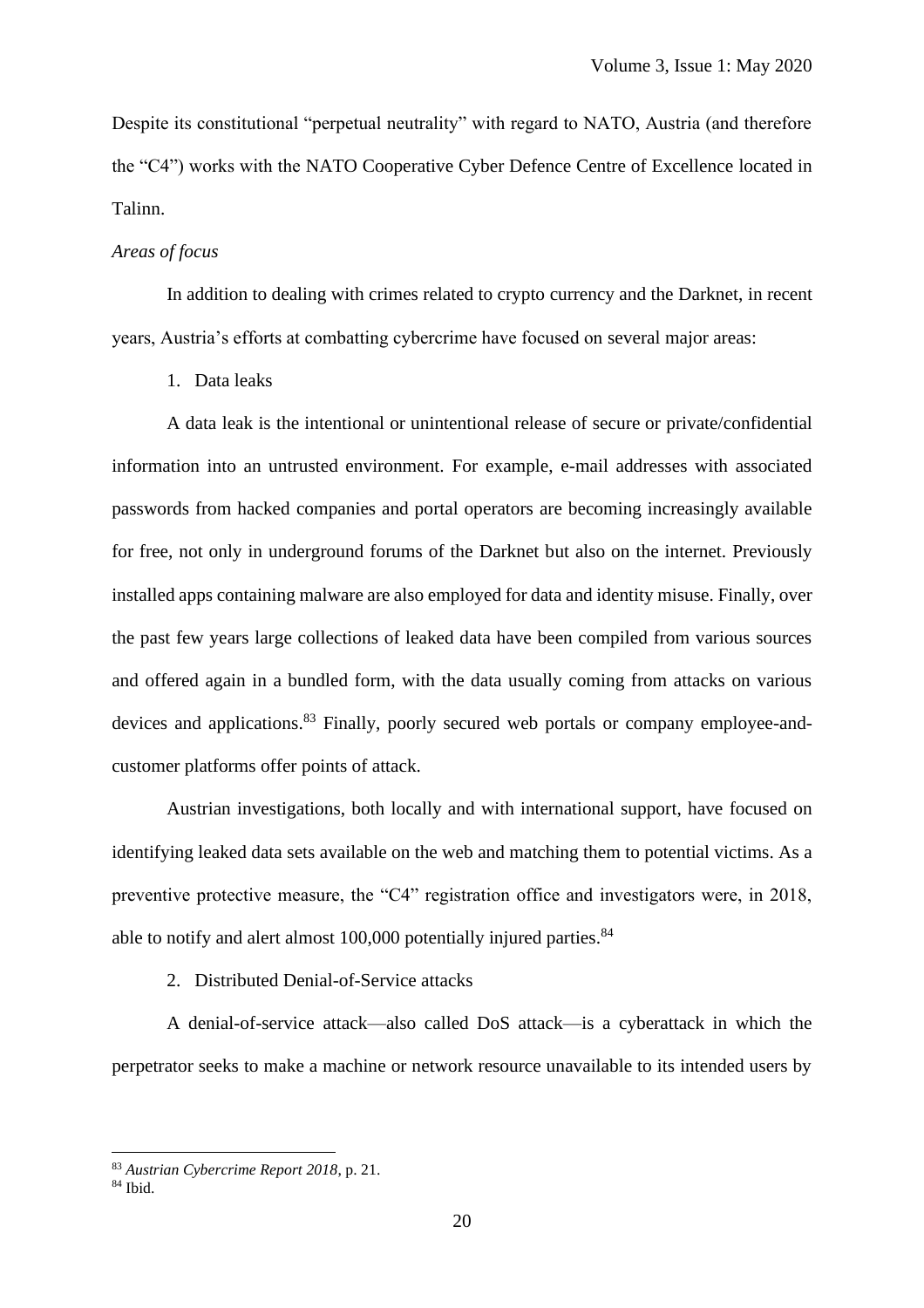Despite its constitutional "perpetual neutrality" with regard to NATO, Austria (and therefore the "C4") works with the NATO Cooperative Cyber Defence Centre of Excellence located in Talinn.

*Areas of focus*

In addition to dealing with crimes related to crypto currency and the Darknet, in recent years, Austria's efforts at combatting cybercrime have focused on several major areas:

1. Data leaks

A data leak is the intentional or unintentional release of secure or private/confidential information into an untrusted environment. For example, e-mail addresses with associated passwords from hacked companies and portal operators are becoming increasingly available for free, not only in underground forums of the Darknet but also on the internet. Previously installed apps containing malware are also employed for data and identity misuse. Finally, over the past few years large collections of leaked data have been compiled from various sources and offered again in a bundled form, with the data usually coming from attacks on various devices and applications.[83] Finally, poorly secured web portals or company employee-and-customer platforms offer points of attack.

Austrian investigations, both locally and with international support, have focused on identifying leaked data sets available on the web and matching them to potential victims. As a preventive protective measure, the "C4" registration office and investigators were, in 2018, able to notify and alert almost 100,000 potentially injured parties.[84]

2. Distributed Denial-of-Service attacks

A denial-of-service attack—also called DoS attack—is a cyberattack in which the perpetrator seeks to make a machine or network resource unavailable to its intended users by

---

[83] *Austrian Cybercrime Report 2018*, p. 21.

[84] Ibid.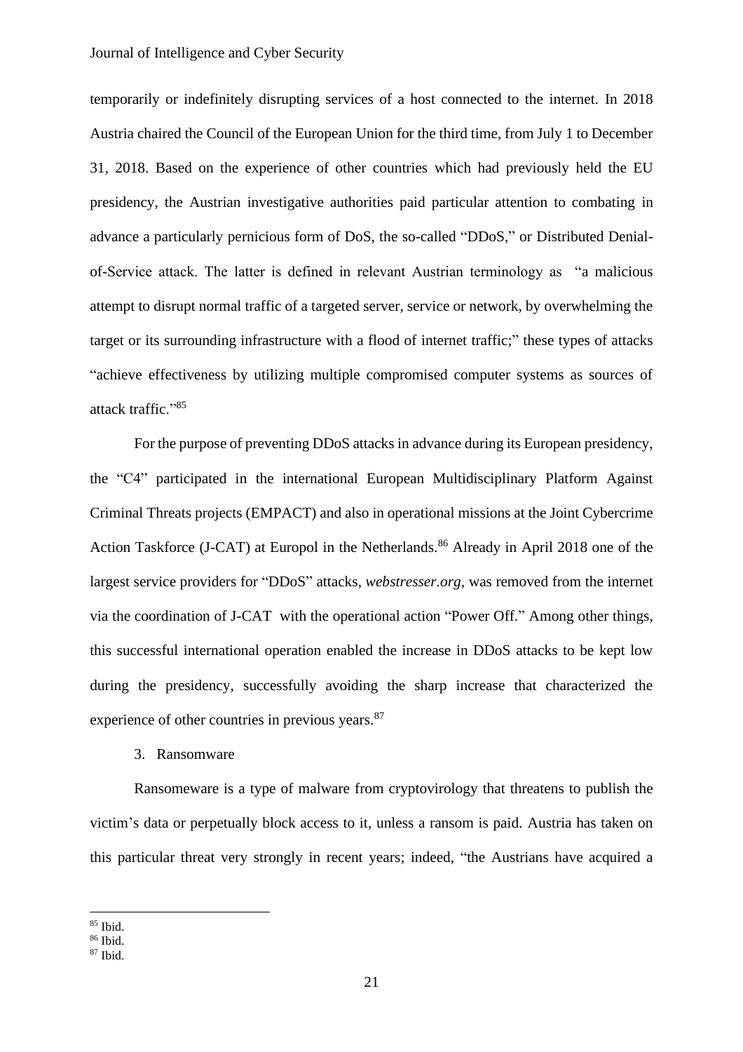temporarily or indefinitely disrupting services of a host connected to the internet. In 2018 Austria chaired the Council of the European Union for the third time, from July 1 to December 31, 2018. Based on the experience of other countries which had previously held the EU presidency, the Austrian investigative authorities paid particular attention to combating in advance a particularly pernicious form of DoS, the so-called "DDoS," or Distributed Denial-of-Service attack. The latter is defined in relevant Austrian terminology as "a malicious attempt to disrupt normal traffic of a targeted server, service or network, by overwhelming the target or its surrounding infrastructure with a flood of internet traffic;" these types of attacks "achieve effectiveness by utilizing multiple compromised computer systems as sources of attack traffic."[85]

For the purpose of preventing DDoS attacks in advance during its European presidency, the "C4" participated in the international European Multidisciplinary Platform Against Criminal Threats projects (EMPACT) and also in operational missions at the Joint Cybercrime Action Taskforce (J-CAT) at Europol in the Netherlands.[86] Already in April 2018 one of the largest service providers for "DDoS" attacks, *webstresser.org*, was removed from the internet via the coordination of J-CAT with the operational action "Power Off." Among other things, this successful international operation enabled the increase in DDoS attacks to be kept low during the presidency, successfully avoiding the sharp increase that characterized the experience of other countries in previous years.[87]

3. Ransomware

Ransomeware is a type of malware from cryptovirology that threatens to publish the victim's data or perpetually block access to it, unless a ransom is paid. Austria has taken on this particular threat very strongly in recent years; indeed, "the Austrians have acquired a

[85] Ibid.
[86] Ibid.
[87] Ibid.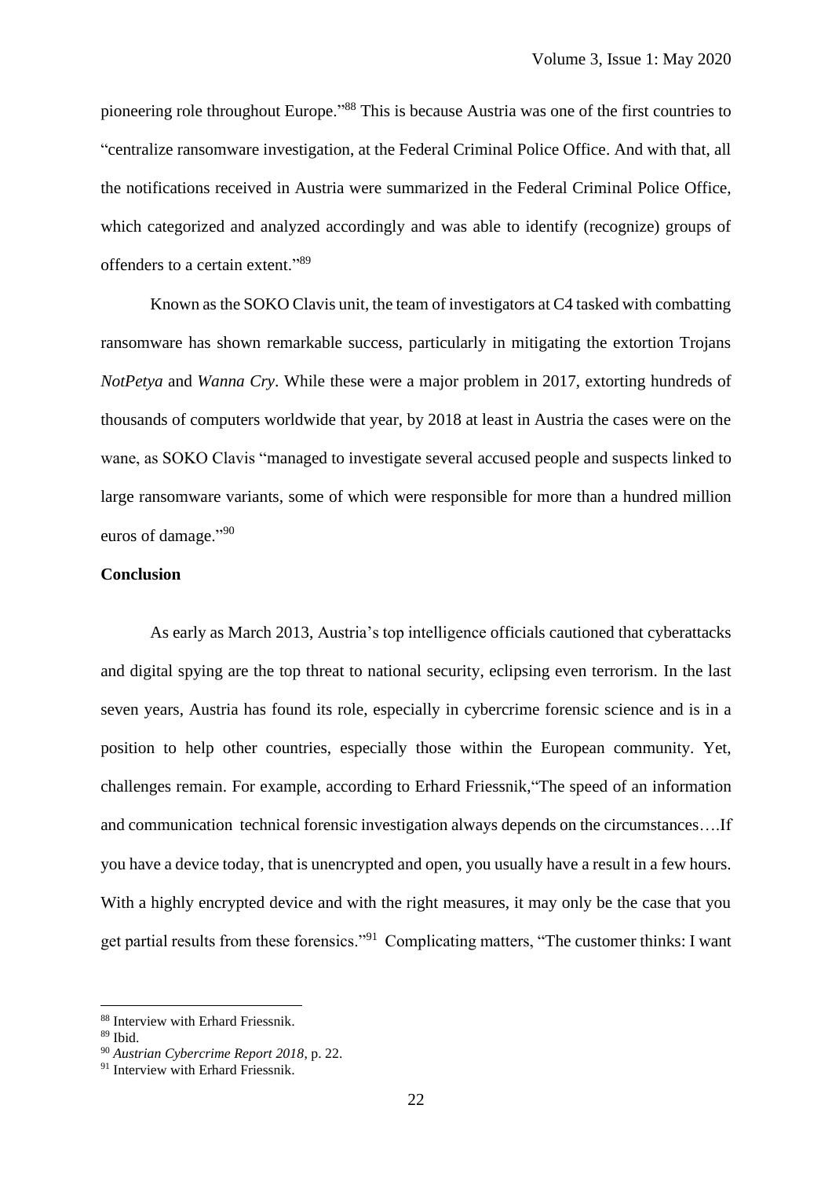pioneering role throughout Europe."[88] This is because Austria was one of the first countries to "centralize ransomware investigation, at the Federal Criminal Police Office. And with that, all the notifications received in Austria were summarized in the Federal Criminal Police Office, which categorized and analyzed accordingly and was able to identify (recognize) groups of offenders to a certain extent."[89]

Known as the SOKO Clavis unit, the team of investigators at C4 tasked with combatting ransomware has shown remarkable success, particularly in mitigating the extortion Trojans *NotPetya* and *Wanna Cry*. While these were a major problem in 2017, extorting hundreds of thousands of computers worldwide that year, by 2018 at least in Austria the cases were on the wane, as SOKO Clavis "managed to investigate several accused people and suspects linked to large ransomware variants, some of which were responsible for more than a hundred million euros of damage."[90]

**Conclusion**

As early as March 2013, Austria's top intelligence officials cautioned that cyberattacks and digital spying are the top threat to national security, eclipsing even terrorism. In the last seven years, Austria has found its role, especially in cybercrime forensic science and is in a position to help other countries, especially those within the European community. Yet, challenges remain. For example, according to Erhard Friessnik,"The speed of an information and communication technical forensic investigation always depends on the circumstances….If you have a device today, that is unencrypted and open, you usually have a result in a few hours. With a highly encrypted device and with the right measures, it may only be the case that you get partial results from these forensics."[91] Complicating matters, "The customer thinks: I want

---

[88] Interview with Erhard Friessnik.

[89] Ibid.

[90] *Austrian Cybercrime Report 2018*, p. 22.

[91] Interview with Erhard Friessnik.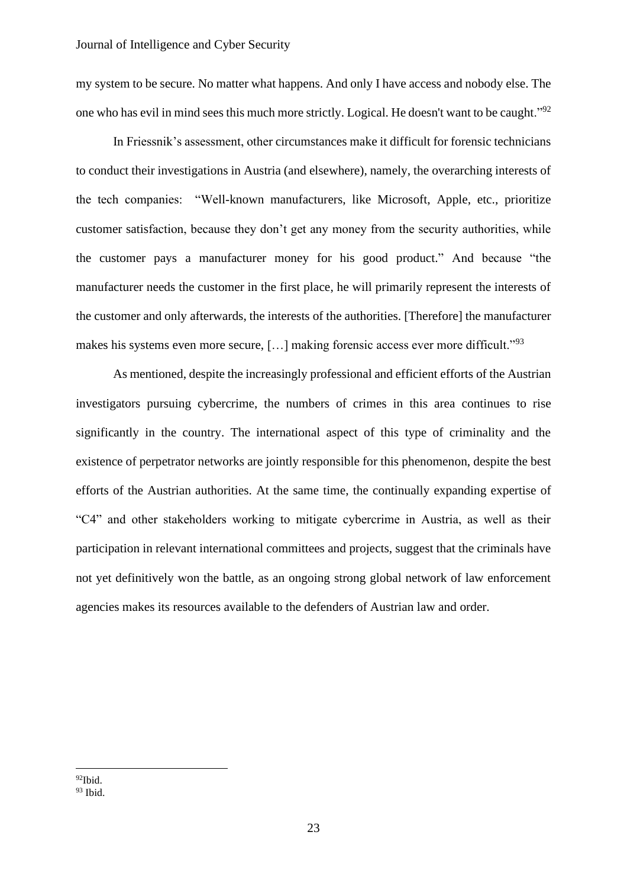my system to be secure. No matter what happens. And only I have access and nobody else. The one who has evil in mind sees this much more strictly. Logical. He doesn't want to be caught."[92]

In Friessnik's assessment, other circumstances make it difficult for forensic technicians to conduct their investigations in Austria (and elsewhere), namely, the overarching interests of the tech companies: "Well-known manufacturers, like Microsoft, Apple, etc., prioritize customer satisfaction, because they don't get any money from the security authorities, while the customer pays a manufacturer money for his good product." And because "the manufacturer needs the customer in the first place, he will primarily represent the interests of the customer and only afterwards, the interests of the authorities. [Therefore] the manufacturer makes his systems even more secure, […] making forensic access ever more difficult."[93]

As mentioned, despite the increasingly professional and efficient efforts of the Austrian investigators pursuing cybercrime, the numbers of crimes in this area continues to rise significantly in the country. The international aspect of this type of criminality and the existence of perpetrator networks are jointly responsible for this phenomenon, despite the best efforts of the Austrian authorities. At the same time, the continually expanding expertise of "C4" and other stakeholders working to mitigate cybercrime in Austria, as well as their participation in relevant international committees and projects, suggest that the criminals have not yet definitively won the battle, as an ongoing strong global network of law enforcement agencies makes its resources available to the defenders of Austrian law and order.

---

[92] Ibid.

[93] Ibid.